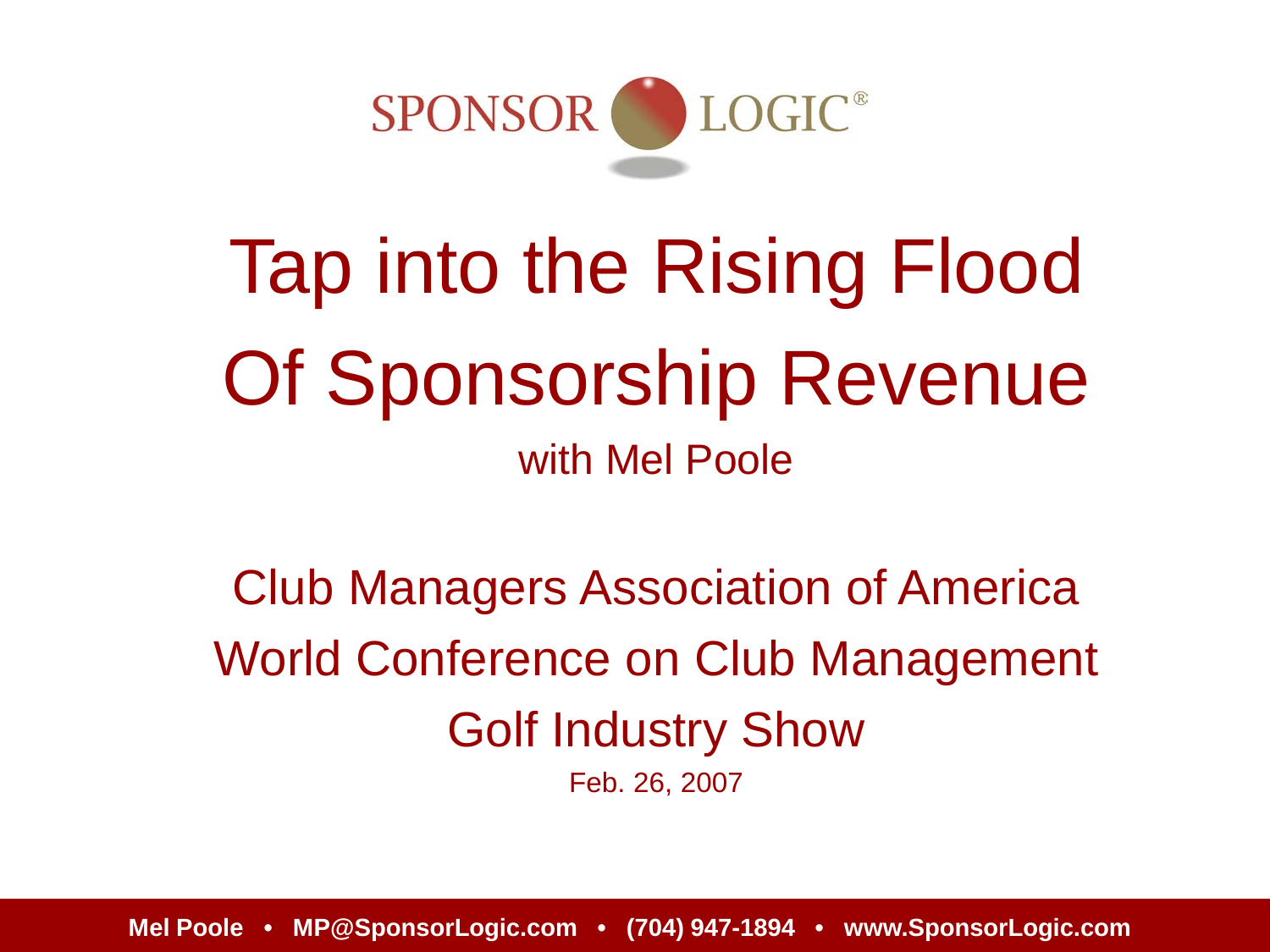SPONSOR LOGIC®

# Tap into the Rising Flood Of Sponsorship Revenue

with Mel Poole

Club Managers Association of America
World Conference on Club Management
Golf Industry Show

Feb. 26, 2007

**Mel Poole • MP@SponsorLogic.com • (704) 947-1894 • www.SponsorLogic.com**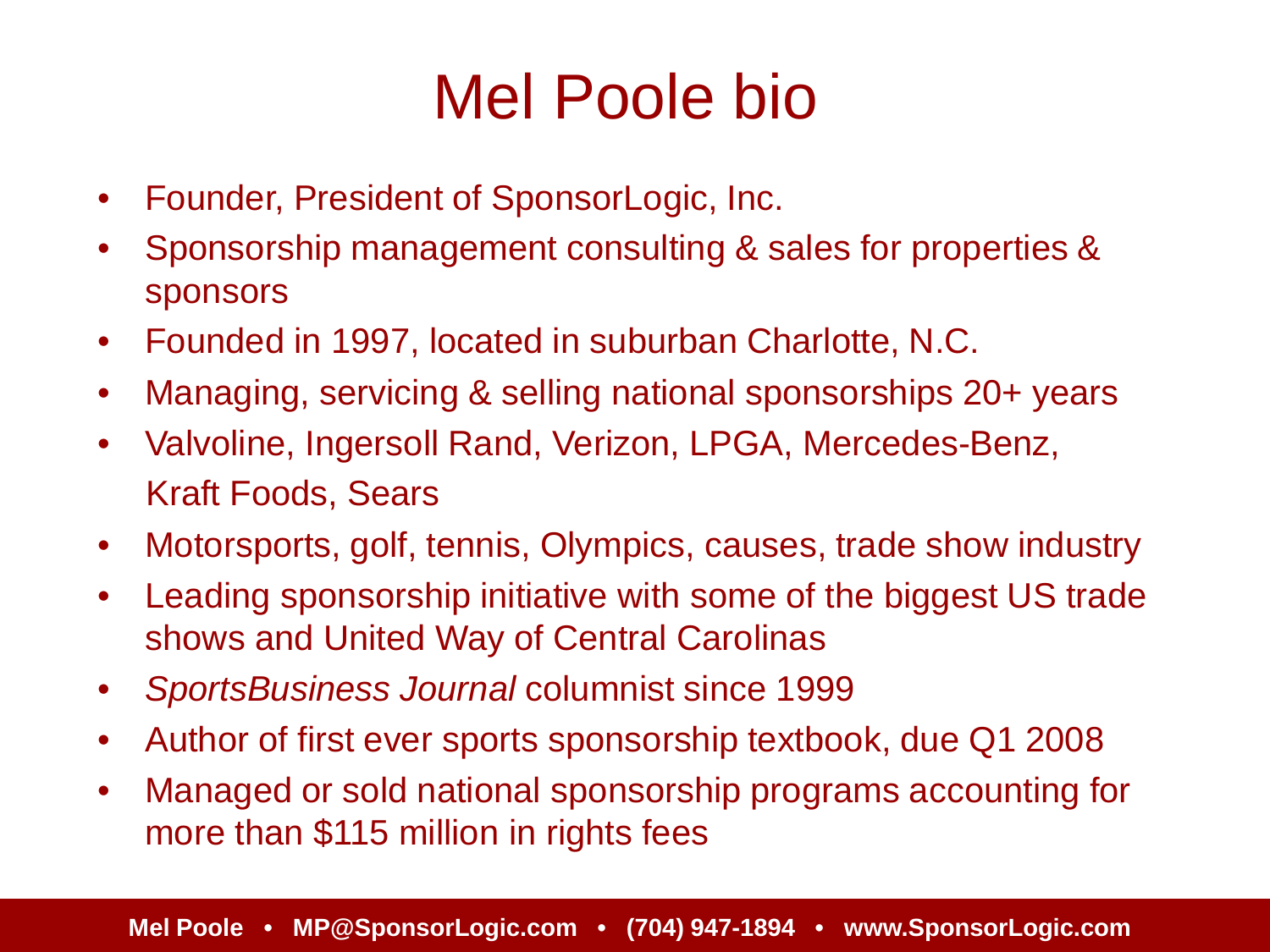# Mel Poole bio

- Founder, President of SponsorLogic, Inc.
- Sponsorship management consulting & sales for properties & sponsors
- Founded in 1997, located in suburban Charlotte, N.C.
- Managing, servicing & selling national sponsorships 20+ years
- Valvoline, Ingersoll Rand, Verizon, LPGA, Mercedes-Benz, Kraft Foods, Sears
- Motorsports, golf, tennis, Olympics, causes, trade show industry
- Leading sponsorship initiative with some of the biggest US trade shows and United Way of Central Carolinas
- *SportsBusiness Journal* columnist since 1999
- Author of first ever sports sponsorship textbook, due Q1 2008
- Managed or sold national sponsorship programs accounting for more than $115 million in rights fees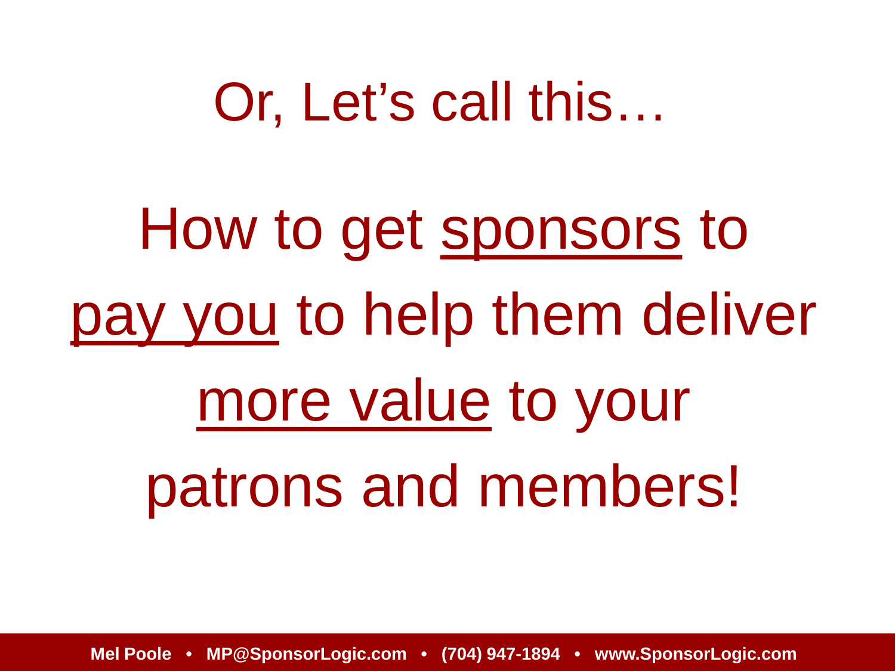# Or, Let's call this…

How to get <u>sponsors</u> to <u>pay you</u> to help them deliver <u>more value</u> to your patrons and members!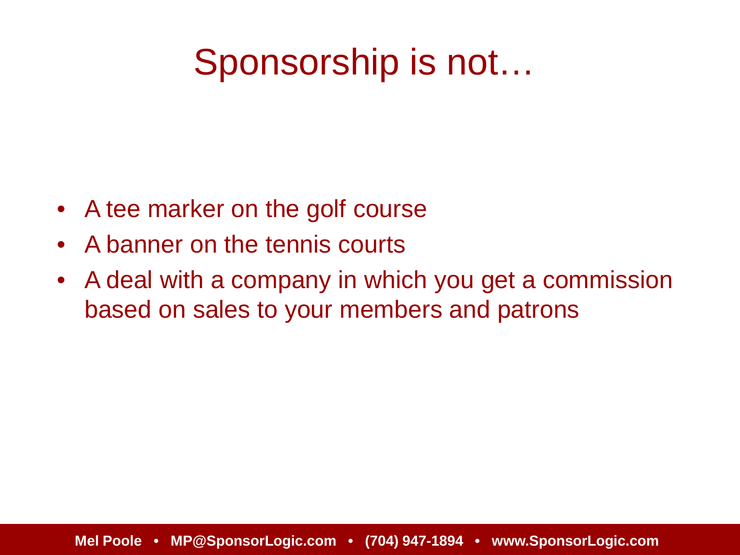# Sponsorship is not…

- A tee marker on the golf course
- A banner on the tennis courts
- A deal with a company in which you get a commission based on sales to your members and patrons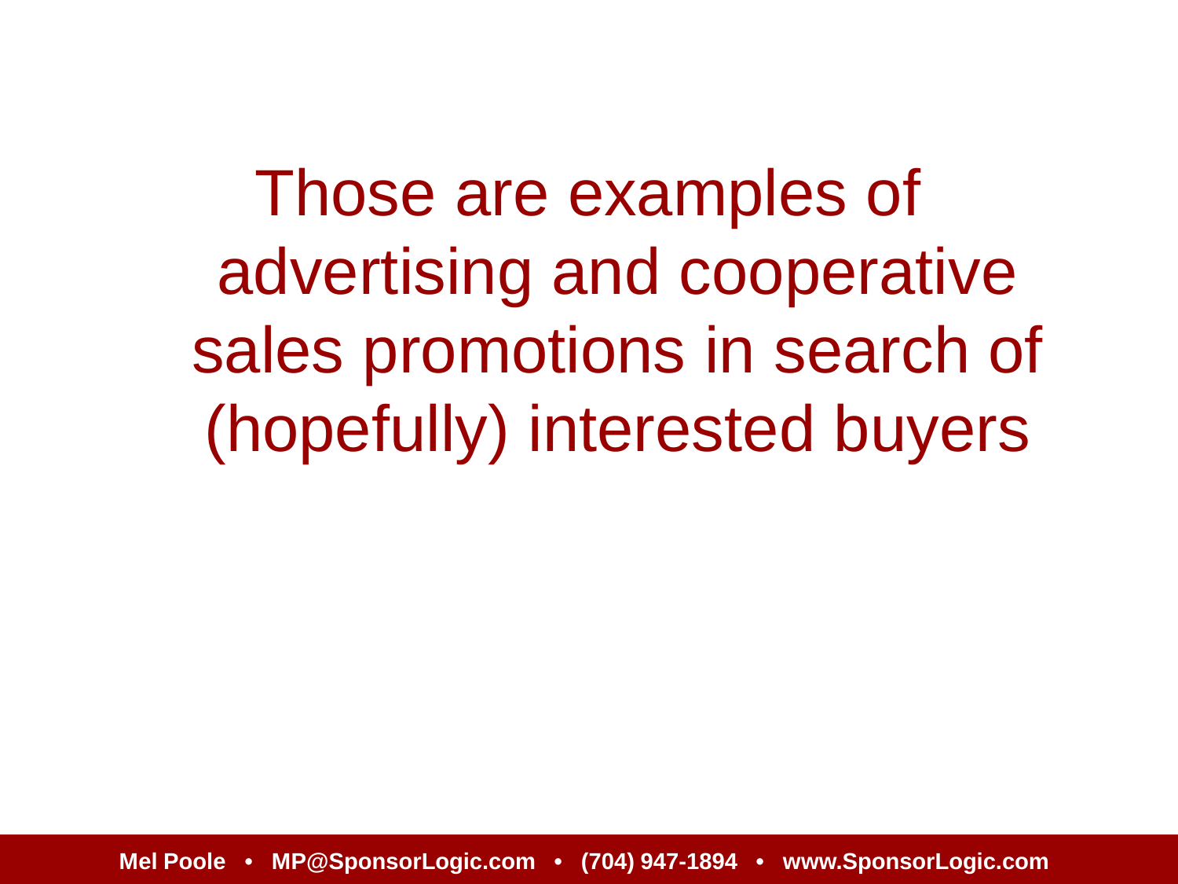Those are examples of advertising and cooperative sales promotions in search of (hopefully) interested buyers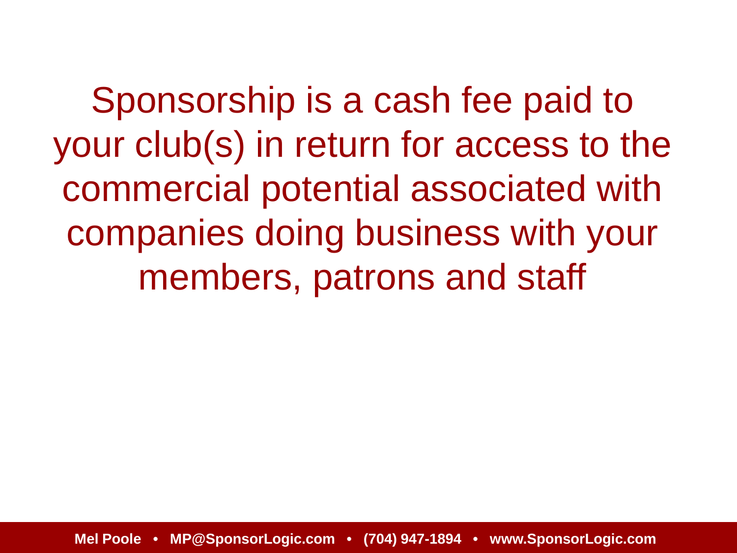Sponsorship is a cash fee paid to your club(s) in return for access to the commercial potential associated with companies doing business with your members, patrons and staff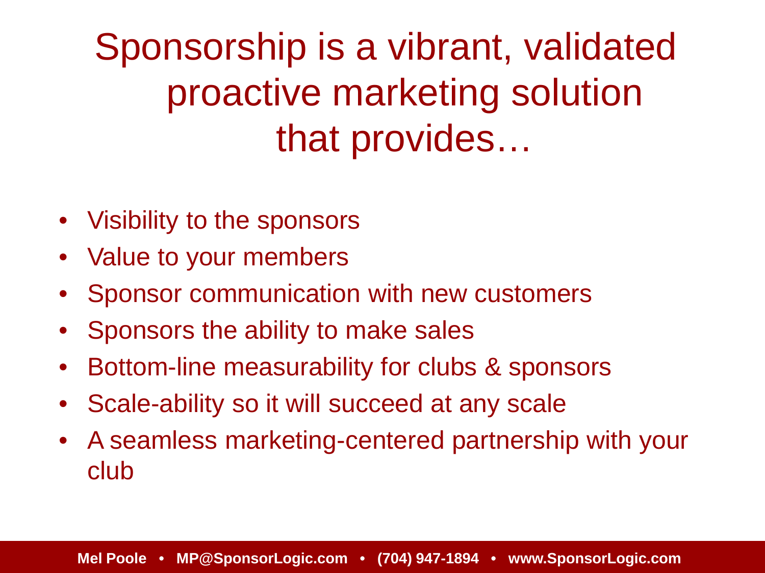# Sponsorship is a vibrant, validated proactive marketing solution that provides…

- Visibility to the sponsors
- Value to your members
- Sponsor communication with new customers
- Sponsors the ability to make sales
- Bottom-line measurability for clubs & sponsors
- Scale-ability so it will succeed at any scale
- A seamless marketing-centered partnership with your club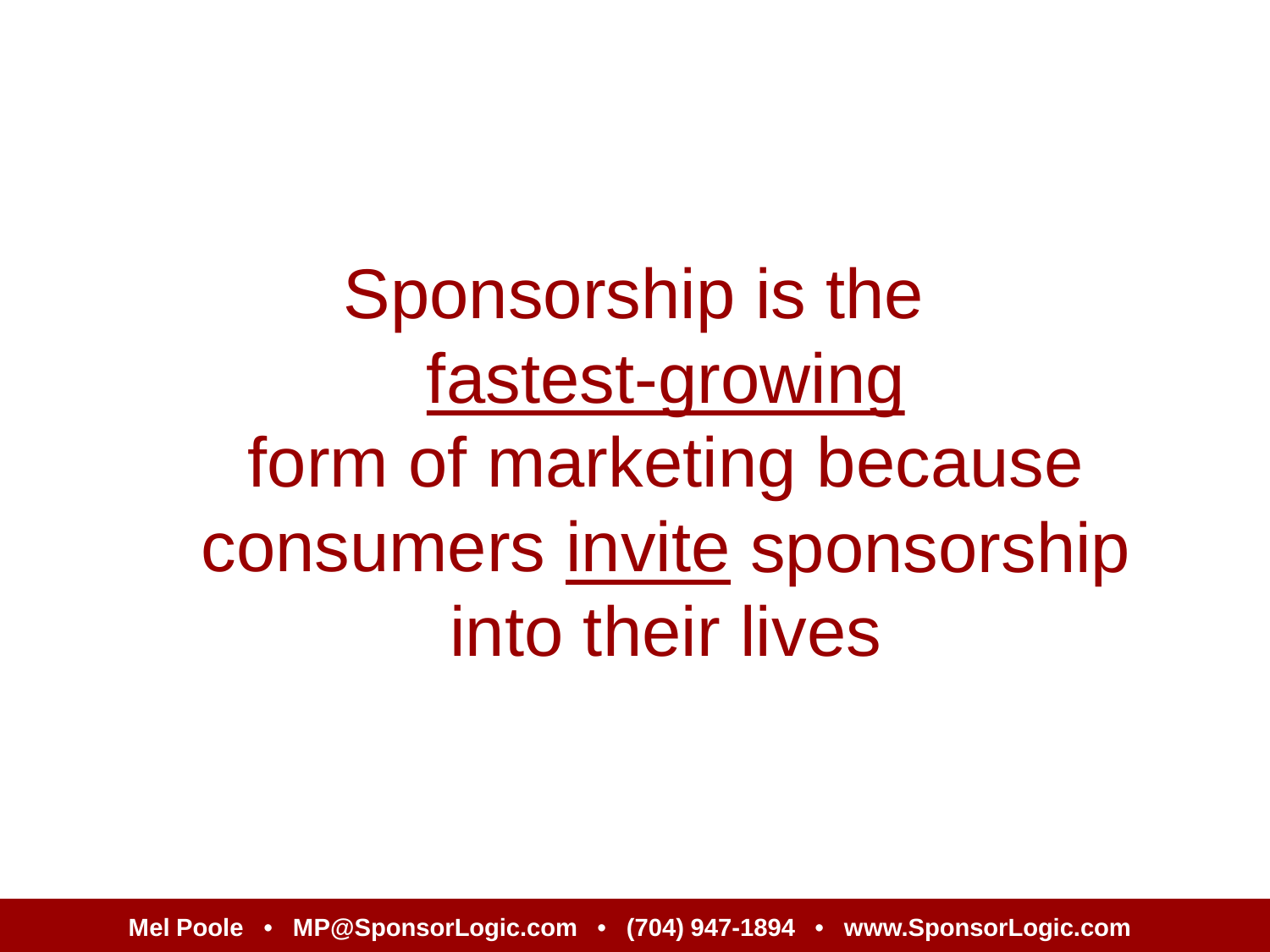Sponsorship is the
<u>fastest-growing</u>
form of marketing because
consumers <u>invite</u> sponsorship
into their lives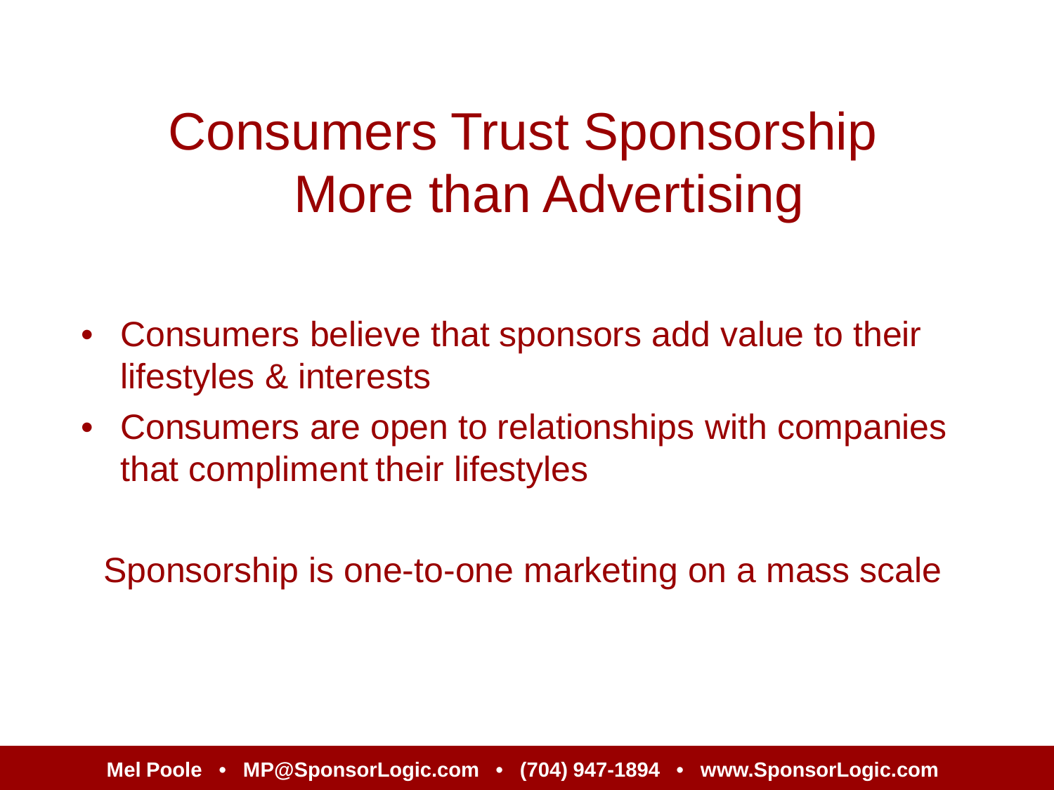# Consumers Trust Sponsorship More than Advertising

- Consumers believe that sponsors add value to their lifestyles & interests
- Consumers are open to relationships with companies that compliment their lifestyles

Sponsorship is one-to-one marketing on a mass scale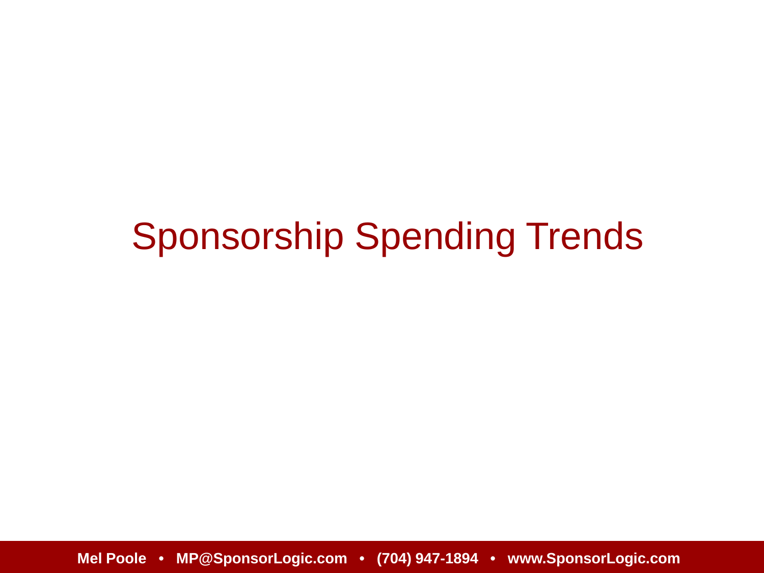# Sponsorship Spending Trends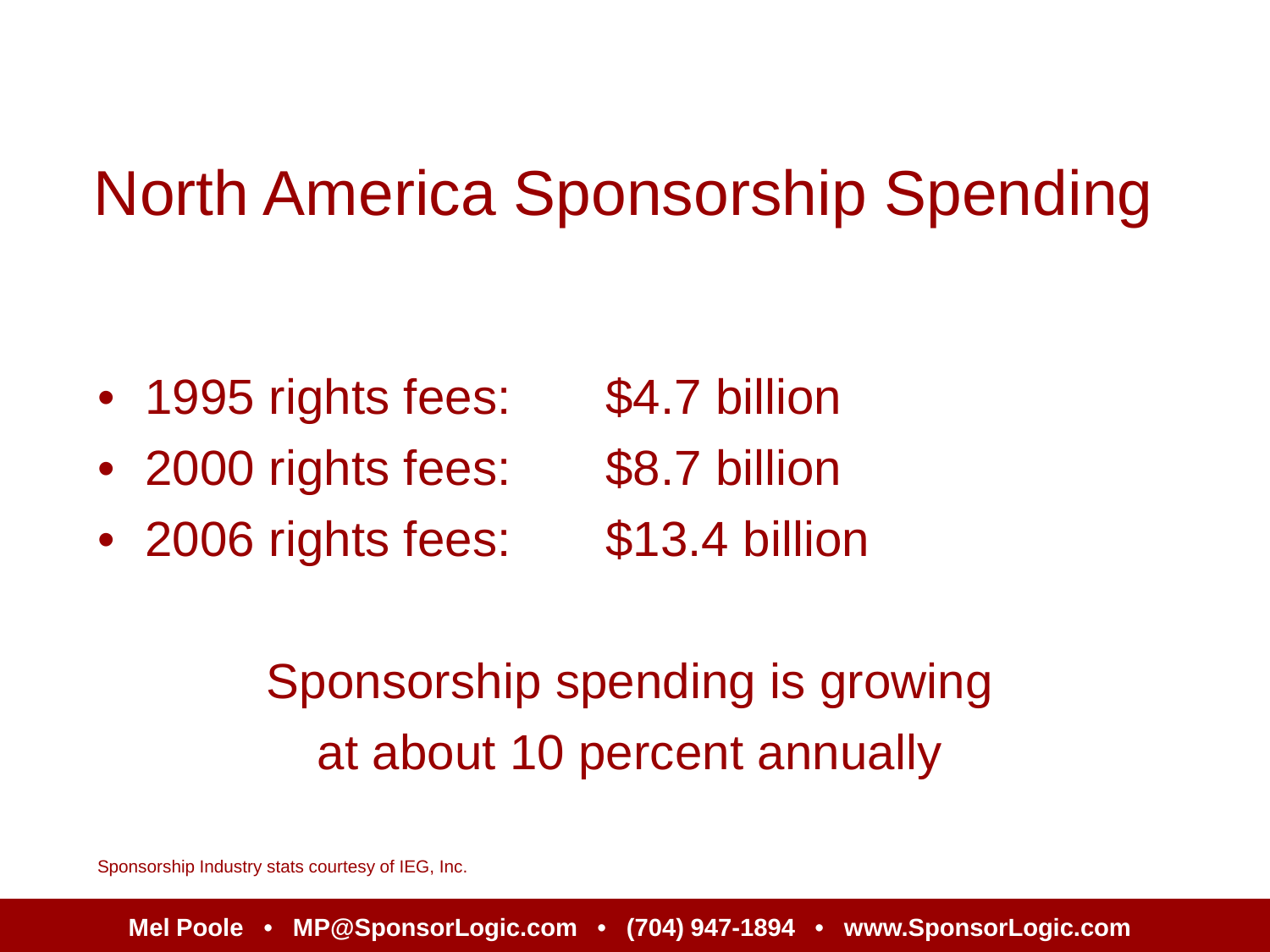# North America Sponsorship Spending

- 1995 rights fees: $4.7 billion
- 2000 rights fees: $8.7 billion
- 2006 rights fees: $13.4 billion

Sponsorship spending is growing at about 10 percent annually

Sponsorship Industry stats courtesy of IEG, Inc.

**Mel Poole • MP@SponsorLogic.com • (704) 947-1894 • www.SponsorLogic.com**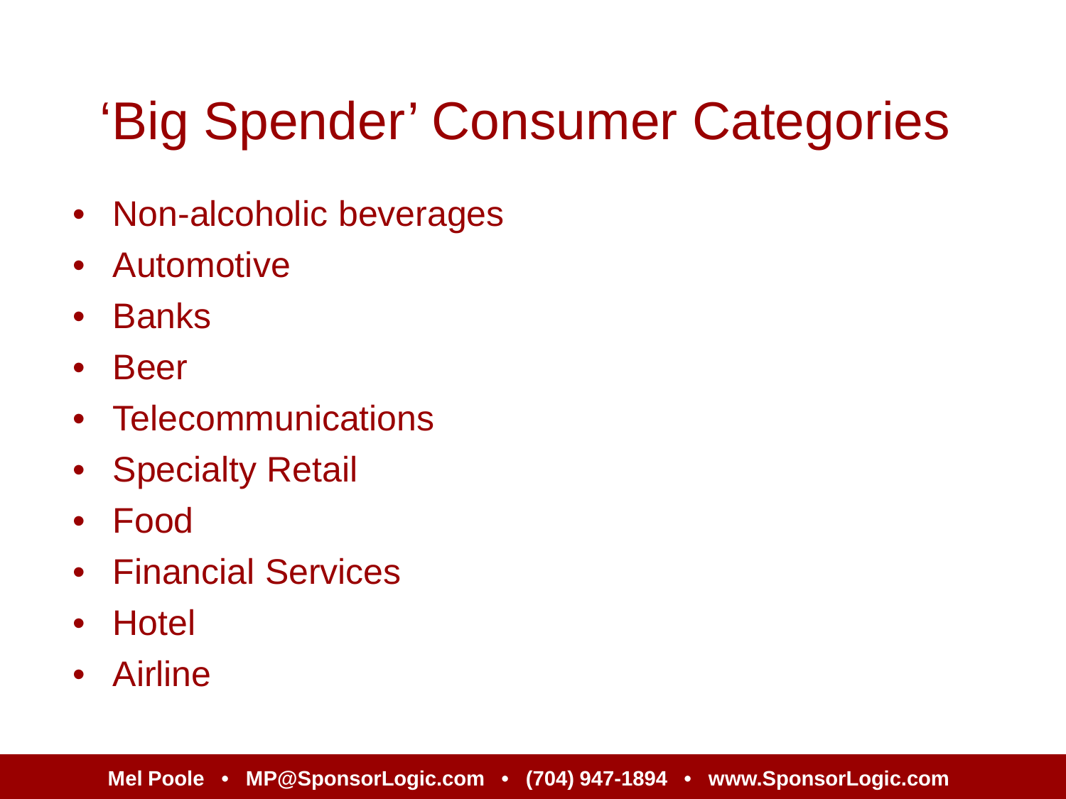# 'Big Spender' Consumer Categories

- Non-alcoholic beverages
- Automotive
- Banks
- Beer
- Telecommunications
- Specialty Retail
- Food
- Financial Services
- Hotel
- Airline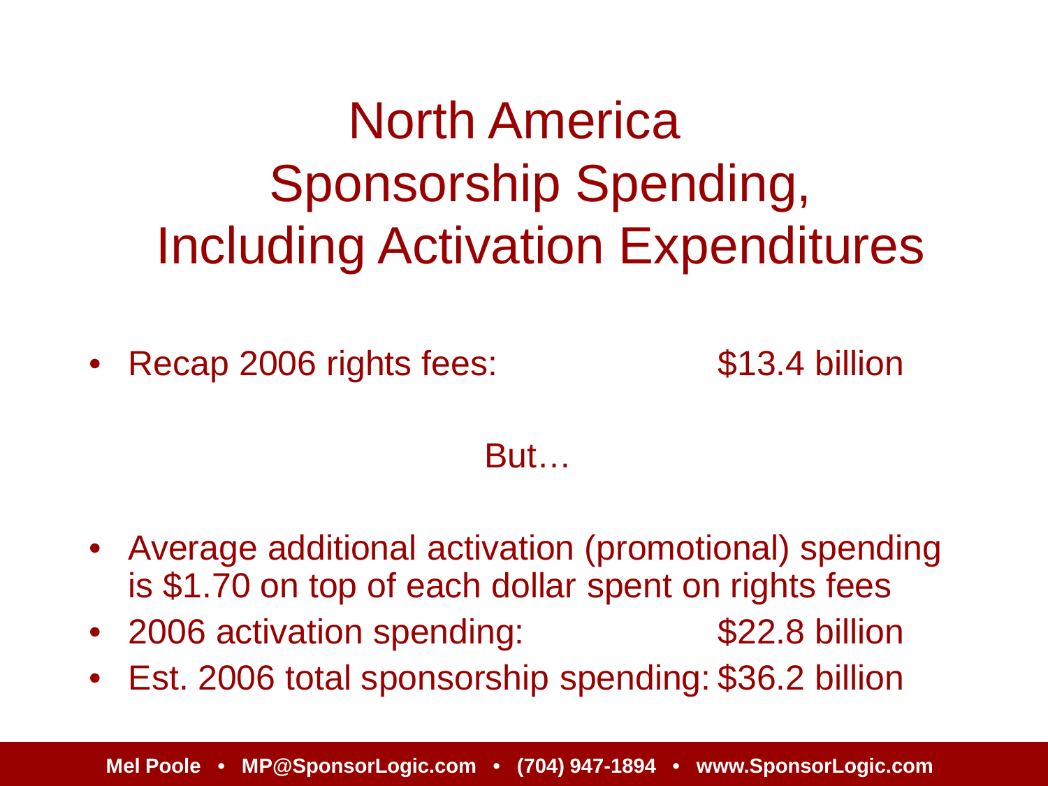# North America Sponsorship Spending, Including Activation Expenditures

- Recap 2006 rights fees: $13.4 billion

But…

- Average additional activation (promotional) spending is $1.70 on top of each dollar spent on rights fees
- 2006 activation spending: $22.8 billion
- Est. 2006 total sponsorship spending: $36.2 billion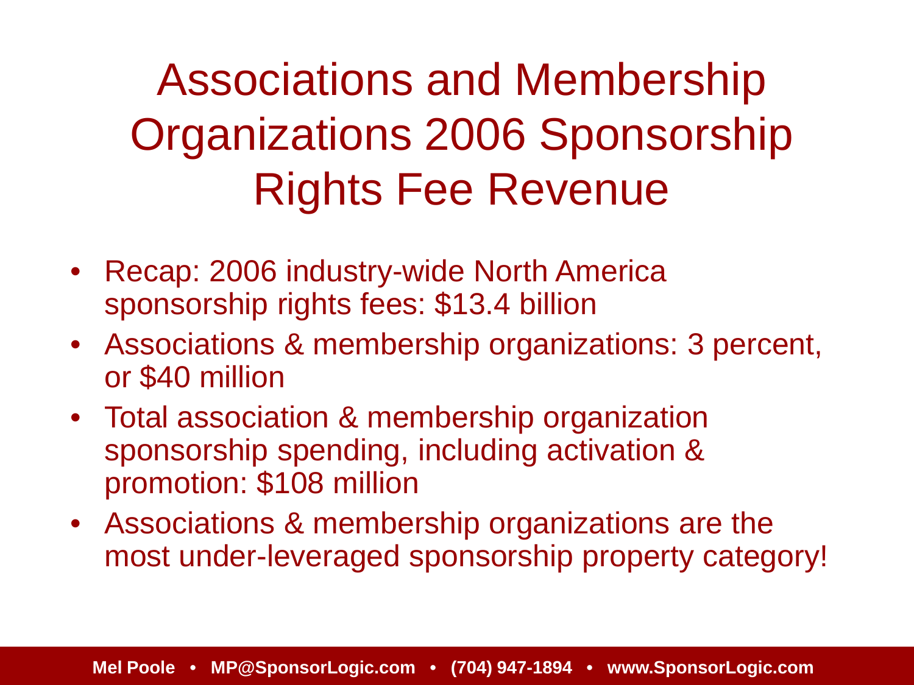# Associations and Membership Organizations 2006 Sponsorship Rights Fee Revenue

- Recap: 2006 industry-wide North America sponsorship rights fees: $13.4 billion
- Associations & membership organizations: 3 percent, or $40 million
- Total association & membership organization sponsorship spending, including activation & promotion: $108 million
- Associations & membership organizations are the most under-leveraged sponsorship property category!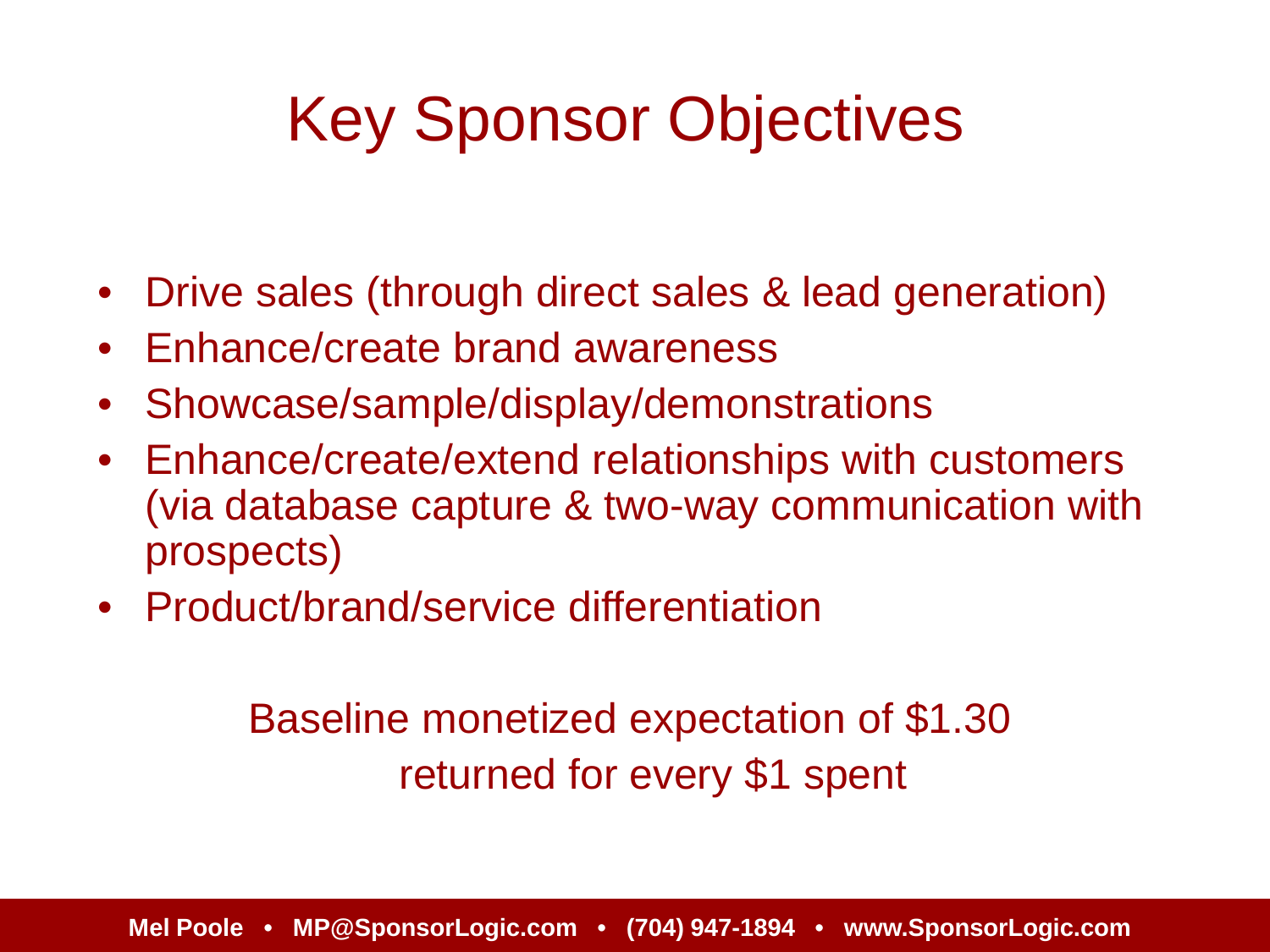# Key Sponsor Objectives

- Drive sales (through direct sales & lead generation)
- Enhance/create brand awareness
- Showcase/sample/display/demonstrations
- Enhance/create/extend relationships with customers (via database capture & two-way communication with prospects)
- Product/brand/service differentiation

Baseline monetized expectation of $1.30 returned for every $1 spent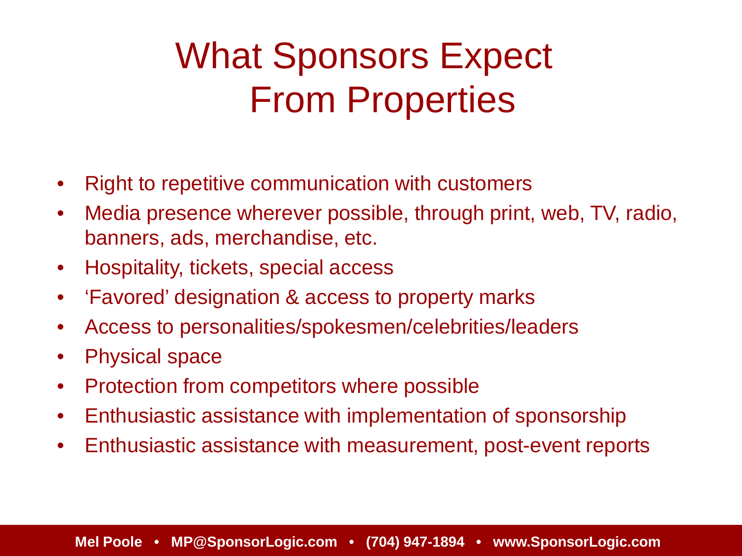# What Sponsors Expect From Properties

- Right to repetitive communication with customers
- Media presence wherever possible, through print, web, TV, radio, banners, ads, merchandise, etc.
- Hospitality, tickets, special access
- 'Favored' designation & access to property marks
- Access to personalities/spokesmen/celebrities/leaders
- Physical space
- Protection from competitors where possible
- Enthusiastic assistance with implementation of sponsorship
- Enthusiastic assistance with measurement, post-event reports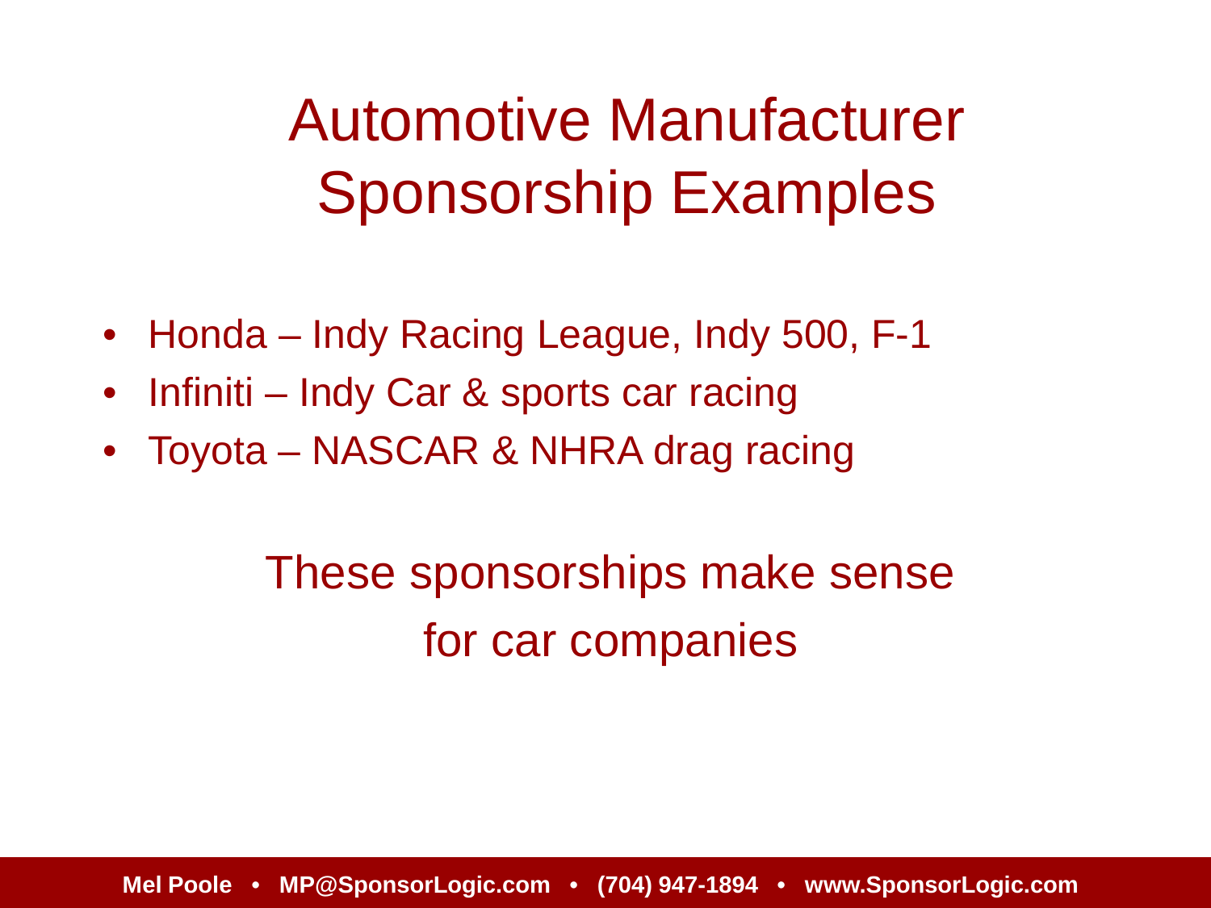# Automotive Manufacturer Sponsorship Examples

- Honda – Indy Racing League, Indy 500, F-1
- Infiniti – Indy Car & sports car racing
- Toyota – NASCAR & NHRA drag racing

These sponsorships make sense for car companies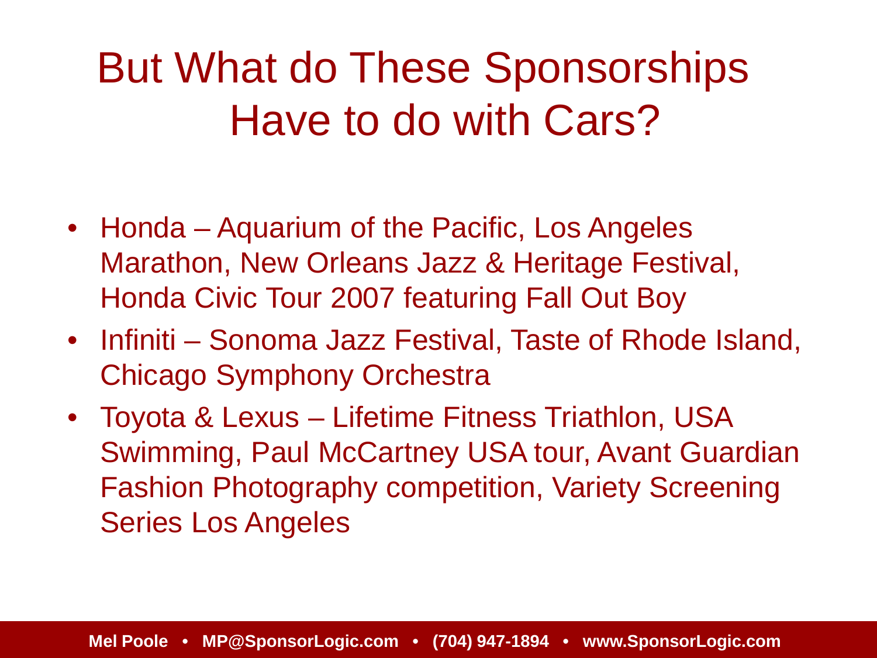# But What do These Sponsorships Have to do with Cars?

- Honda – Aquarium of the Pacific, Los Angeles Marathon, New Orleans Jazz & Heritage Festival, Honda Civic Tour 2007 featuring Fall Out Boy
- Infiniti – Sonoma Jazz Festival, Taste of Rhode Island, Chicago Symphony Orchestra
- Toyota & Lexus – Lifetime Fitness Triathlon, USA Swimming, Paul McCartney USA tour, Avant Guardian Fashion Photography competition, Variety Screening Series Los Angeles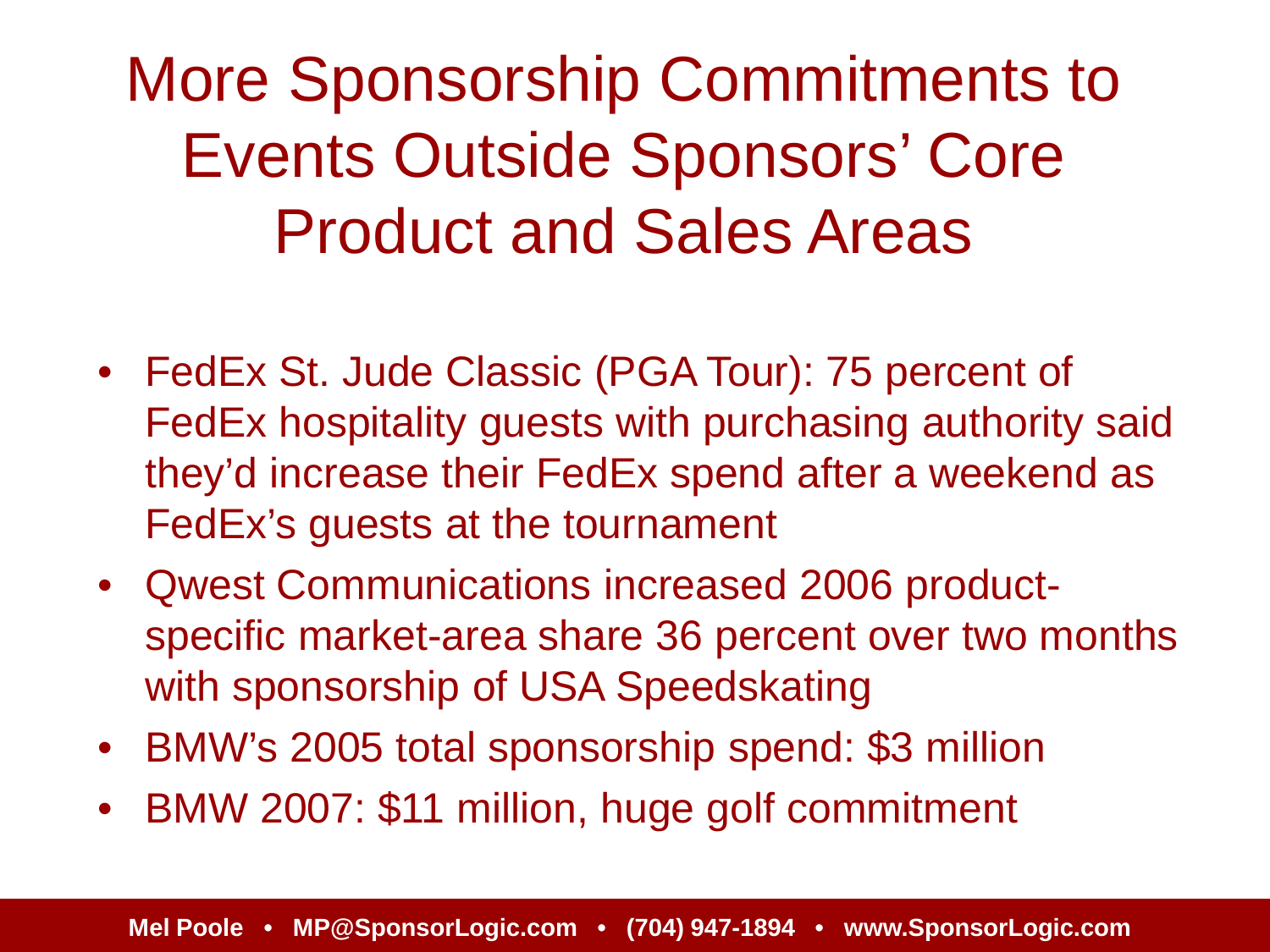# More Sponsorship Commitments to Events Outside Sponsors' Core Product and Sales Areas

- FedEx St. Jude Classic (PGA Tour): 75 percent of FedEx hospitality guests with purchasing authority said they'd increase their FedEx spend after a weekend as FedEx's guests at the tournament
- Qwest Communications increased 2006 product-specific market-area share 36 percent over two months with sponsorship of USA Speedskating
- BMW's 2005 total sponsorship spend: $3 million
- BMW 2007: $11 million, huge golf commitment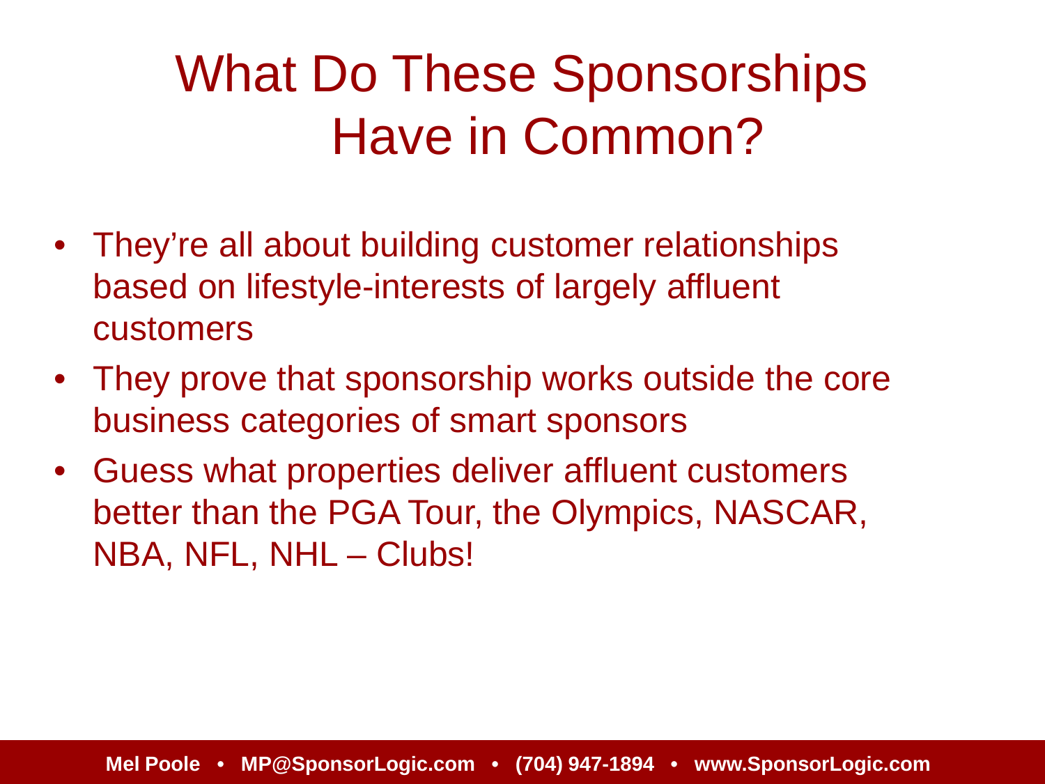# What Do These Sponsorships Have in Common?

- They're all about building customer relationships based on lifestyle-interests of largely affluent customers
- They prove that sponsorship works outside the core business categories of smart sponsors
- Guess what properties deliver affluent customers better than the PGA Tour, the Olympics, NASCAR, NBA, NFL, NHL – Clubs!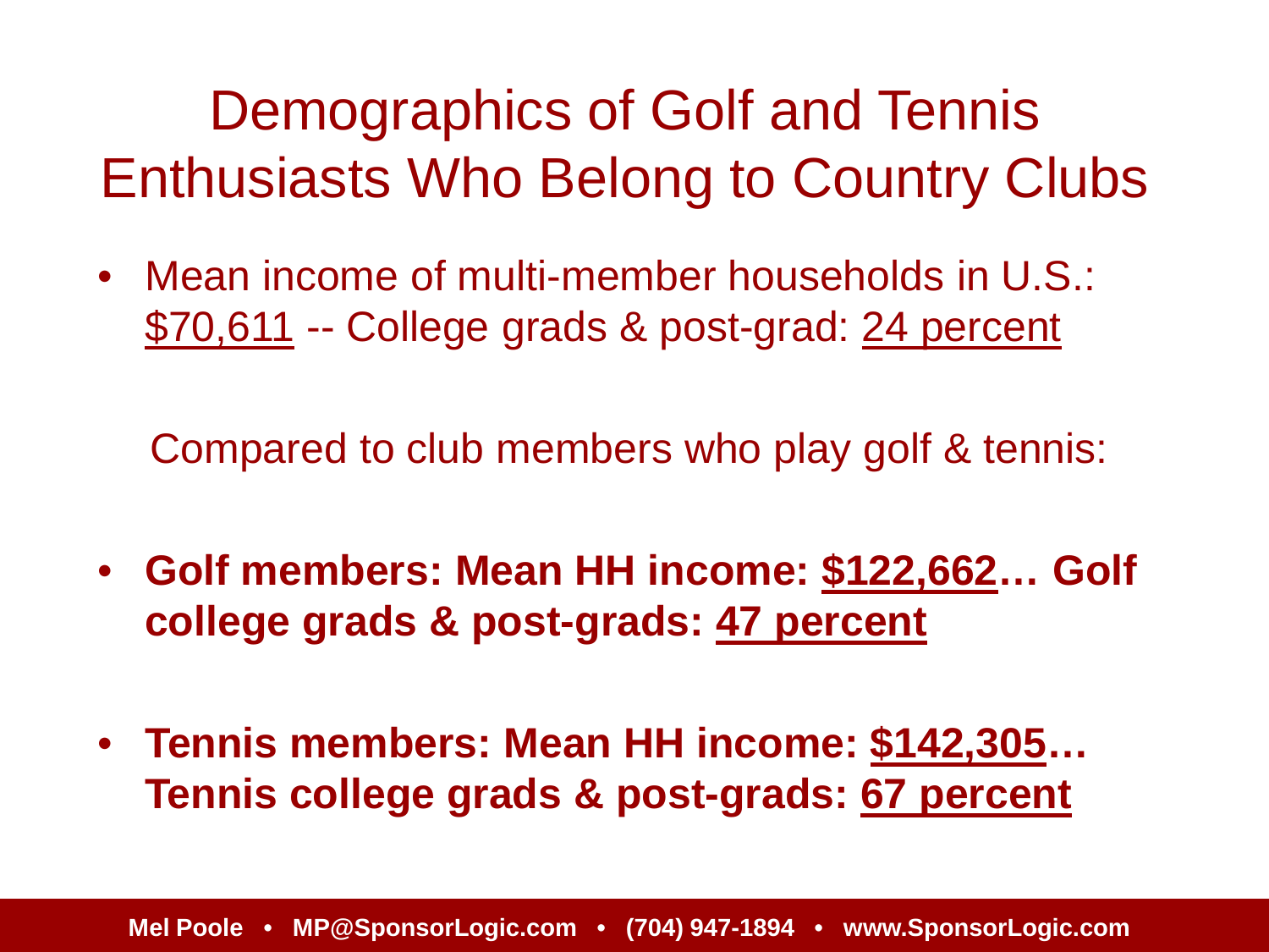# Demographics of Golf and Tennis Enthusiasts Who Belong to Country Clubs

- Mean income of multi-member households in U.S.: <u>$70,611</u> -- College grads & post-grad: <u>24 percent</u>

Compared to club members who play golf & tennis:

- **Golf members: Mean HH income: <u>$122,662</u>… Golf college grads & post-grads: <u>47 percent</u>**

- **Tennis members: Mean HH income: <u>$142,305</u>… Tennis college grads & post-grads: <u>67 percent</u>**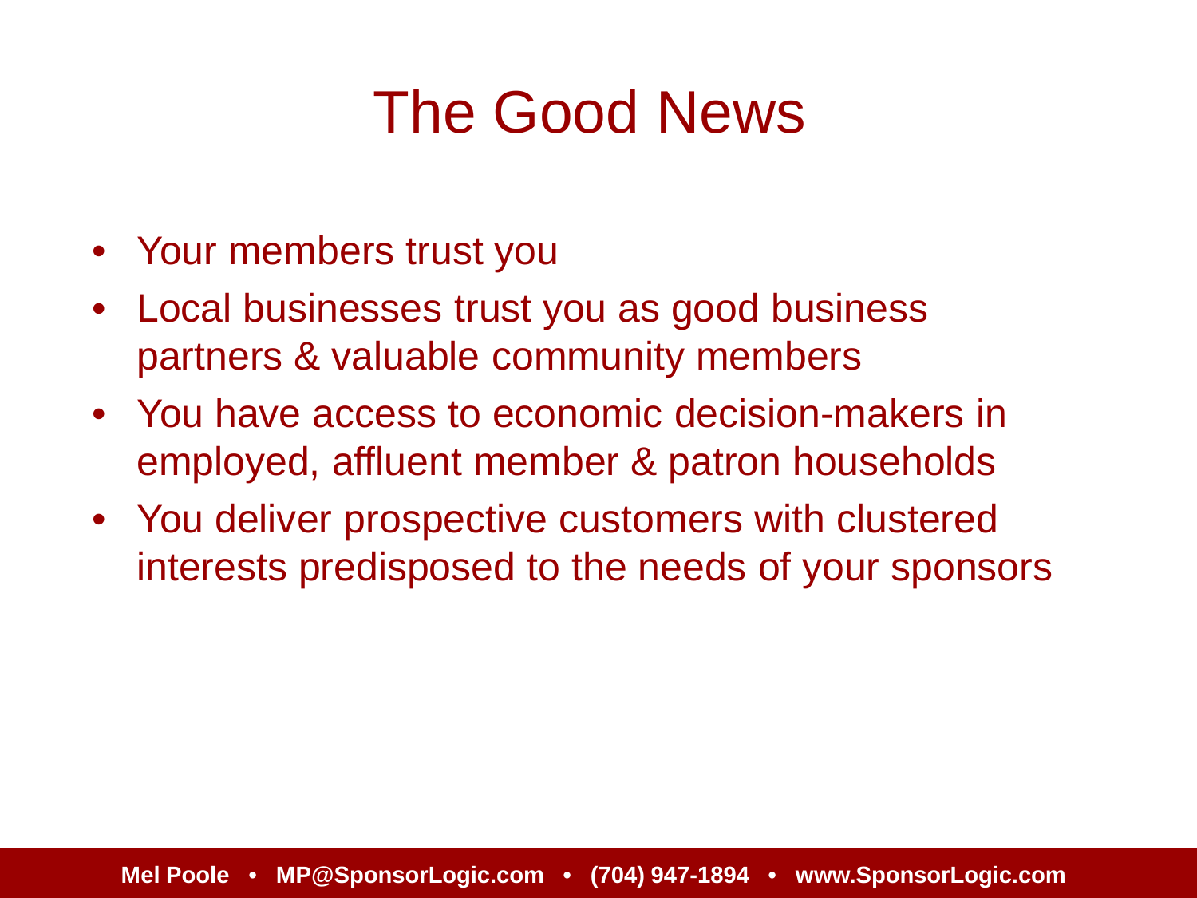# The Good News

- Your members trust you
- Local businesses trust you as good business partners & valuable community members
- You have access to economic decision-makers in employed, affluent member & patron households
- You deliver prospective customers with clustered interests predisposed to the needs of your sponsors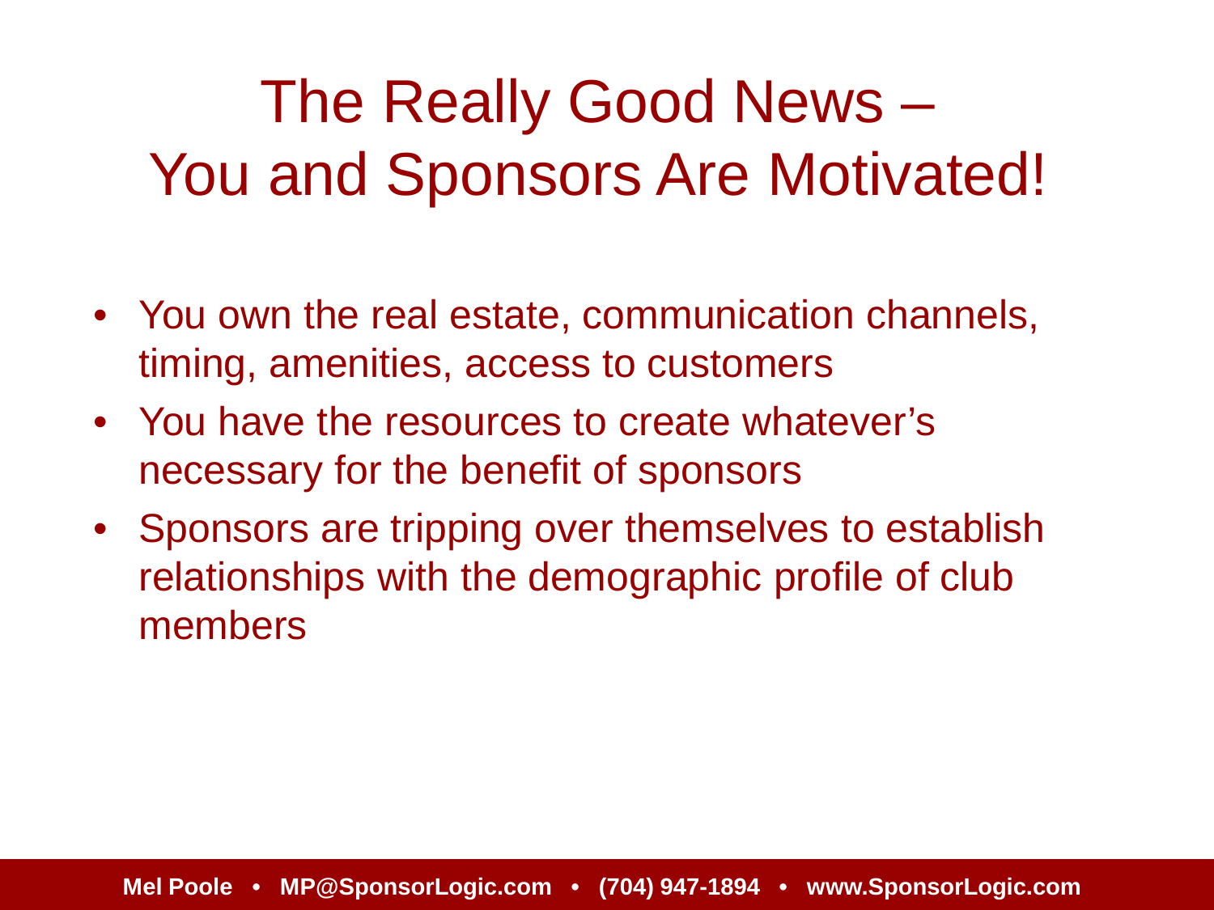# The Really Good News – You and Sponsors Are Motivated!

- You own the real estate, communication channels, timing, amenities, access to customers
- You have the resources to create whatever's necessary for the benefit of sponsors
- Sponsors are tripping over themselves to establish relationships with the demographic profile of club members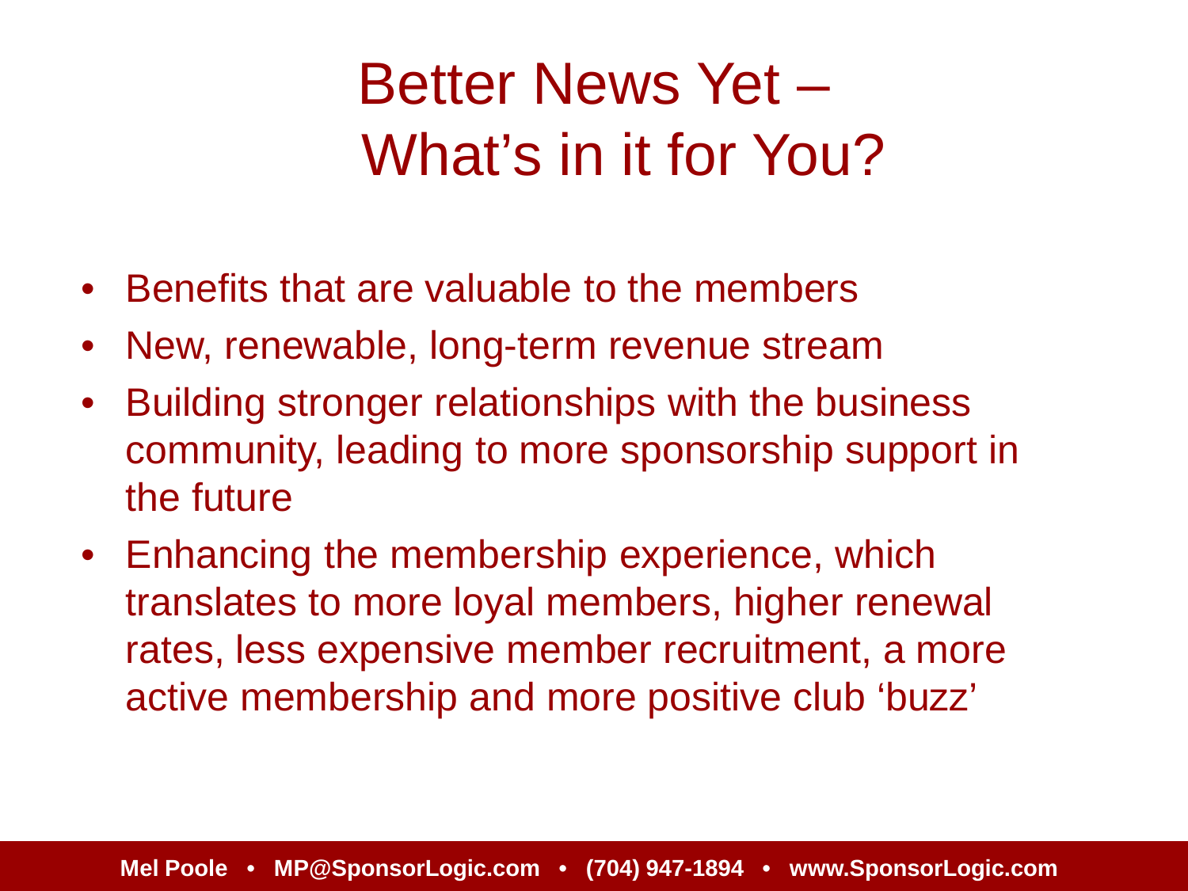# Better News Yet – What's in it for You?

- Benefits that are valuable to the members
- New, renewable, long-term revenue stream
- Building stronger relationships with the business community, leading to more sponsorship support in the future
- Enhancing the membership experience, which translates to more loyal members, higher renewal rates, less expensive member recruitment, a more active membership and more positive club 'buzz'

**Mel Poole • MP@SponsorLogic.com • (704) 947-1894 • www.SponsorLogic.com**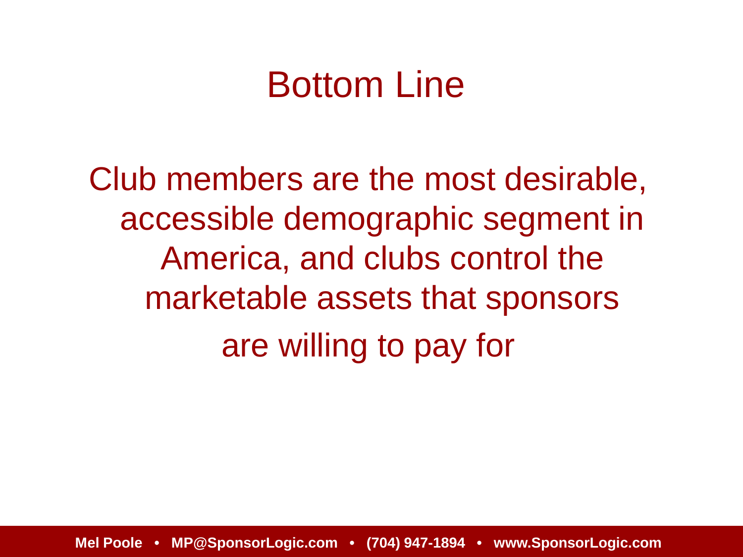# Bottom Line

Club members are the most desirable, accessible demographic segment in America, and clubs control the marketable assets that sponsors are willing to pay for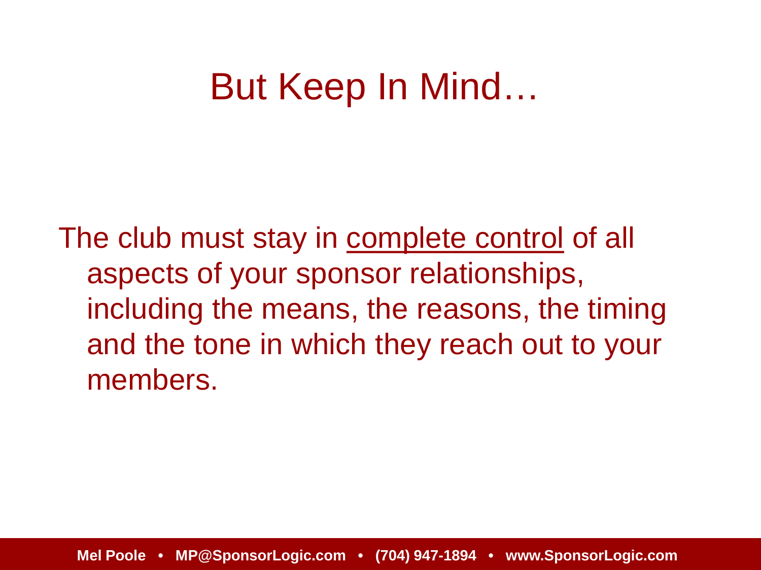# But Keep In Mind…

The club must stay in <u>complete control</u> of all aspects of your sponsor relationships, including the means, the reasons, the timing and the tone in which they reach out to your members.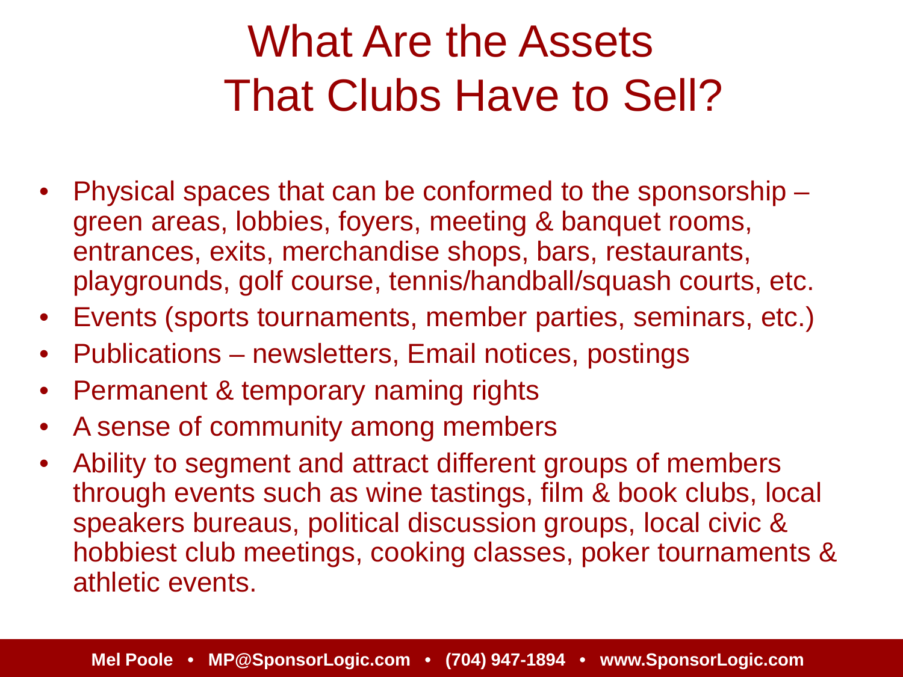# What Are the Assets That Clubs Have to Sell?

- Physical spaces that can be conformed to the sponsorship – green areas, lobbies, foyers, meeting & banquet rooms, entrances, exits, merchandise shops, bars, restaurants, playgrounds, golf course, tennis/handball/squash courts, etc.
- Events (sports tournaments, member parties, seminars, etc.)
- Publications – newsletters, Email notices, postings
- Permanent & temporary naming rights
- A sense of community among members
- Ability to segment and attract different groups of members through events such as wine tastings, film & book clubs, local speakers bureaus, political discussion groups, local civic & hobbiest club meetings, cooking classes, poker tournaments & athletic events.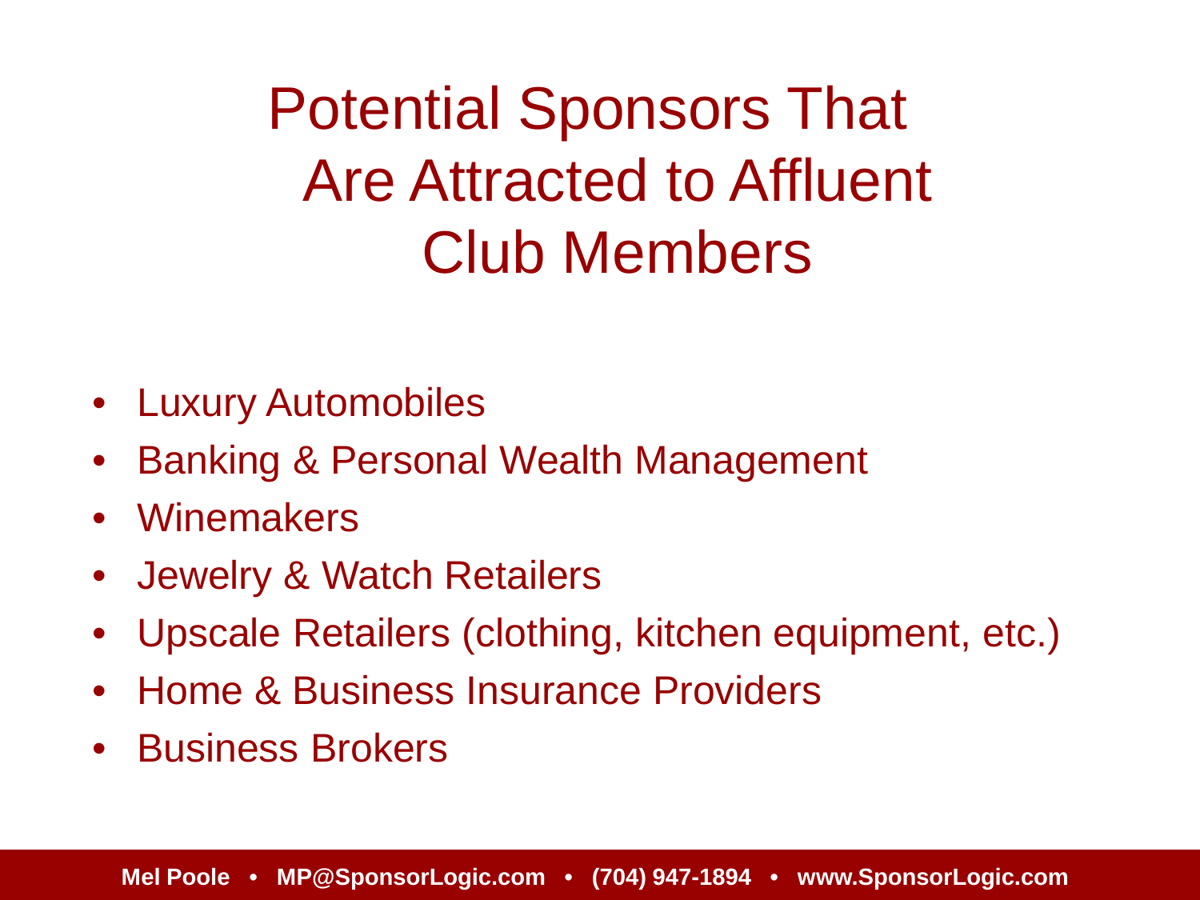# Potential Sponsors That Are Attracted to Affluent Club Members

- Luxury Automobiles
- Banking & Personal Wealth Management
- Winemakers
- Jewelry & Watch Retailers
- Upscale Retailers (clothing, kitchen equipment, etc.)
- Home & Business Insurance Providers
- Business Brokers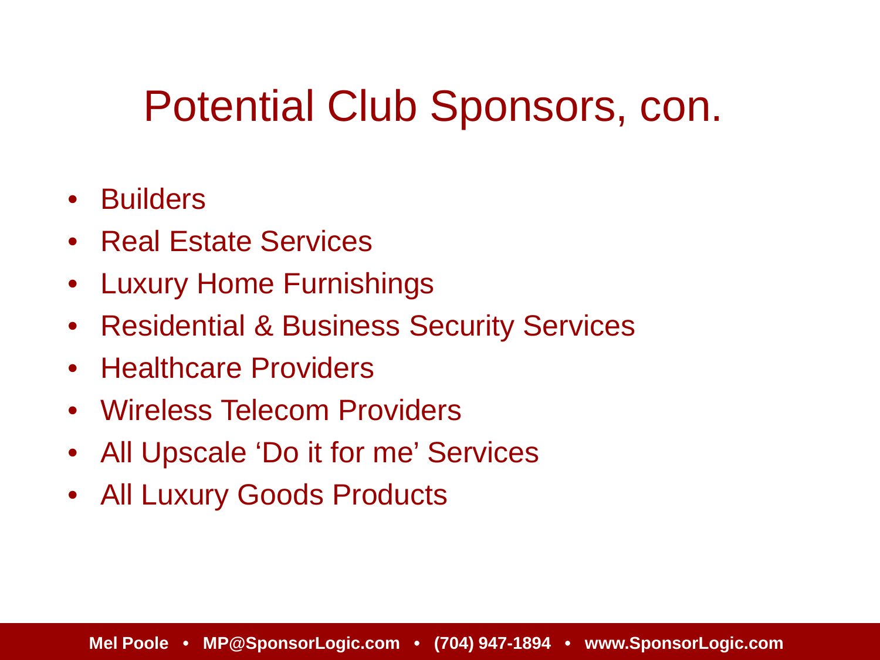# Potential Club Sponsors, con.

- Builders
- Real Estate Services
- Luxury Home Furnishings
- Residential & Business Security Services
- Healthcare Providers
- Wireless Telecom Providers
- All Upscale 'Do it for me' Services
- All Luxury Goods Products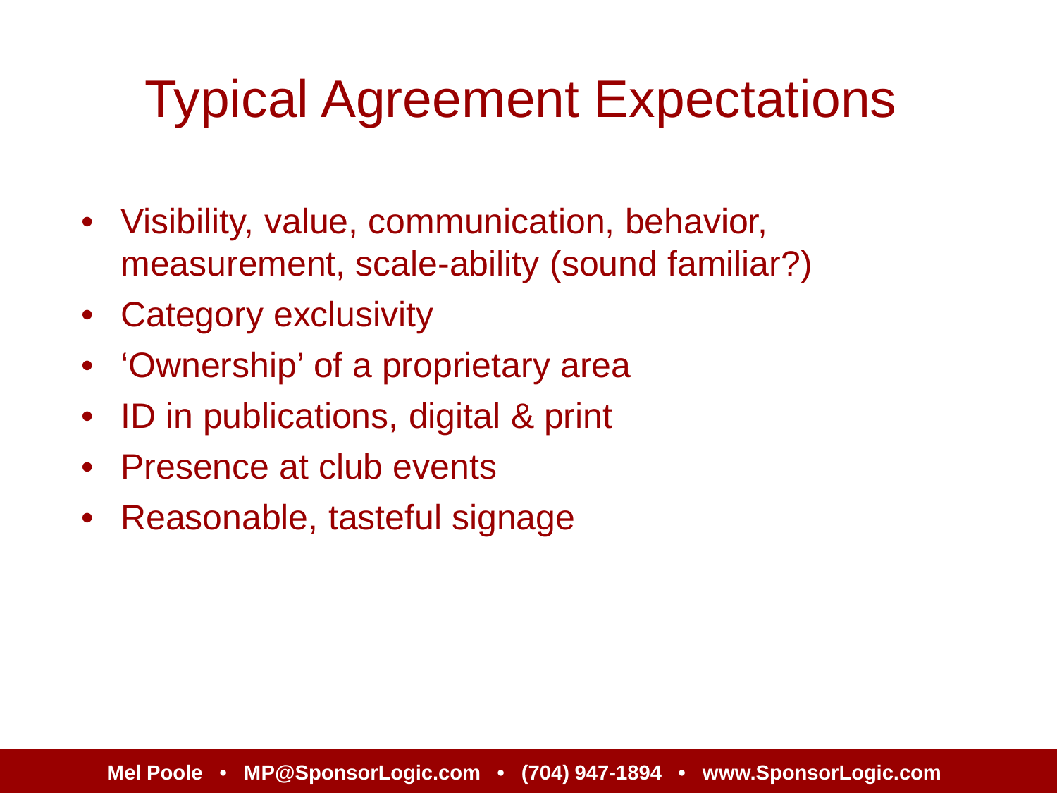# Typical Agreement Expectations

- Visibility, value, communication, behavior, measurement, scale-ability (sound familiar?)
- Category exclusivity
- 'Ownership' of a proprietary area
- ID in publications, digital & print
- Presence at club events
- Reasonable, tasteful signage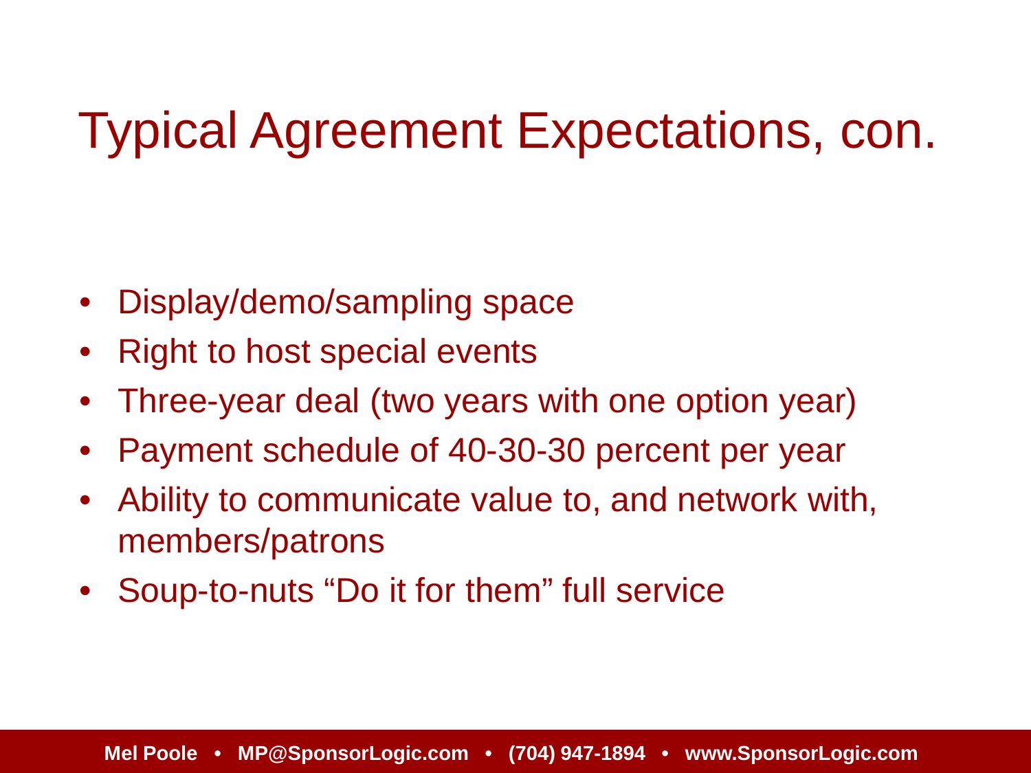# Typical Agreement Expectations, con.

- Display/demo/sampling space
- Right to host special events
- Three-year deal (two years with one option year)
- Payment schedule of 40-30-30 percent per year
- Ability to communicate value to, and network with, members/patrons
- Soup-to-nuts “Do it for them” full service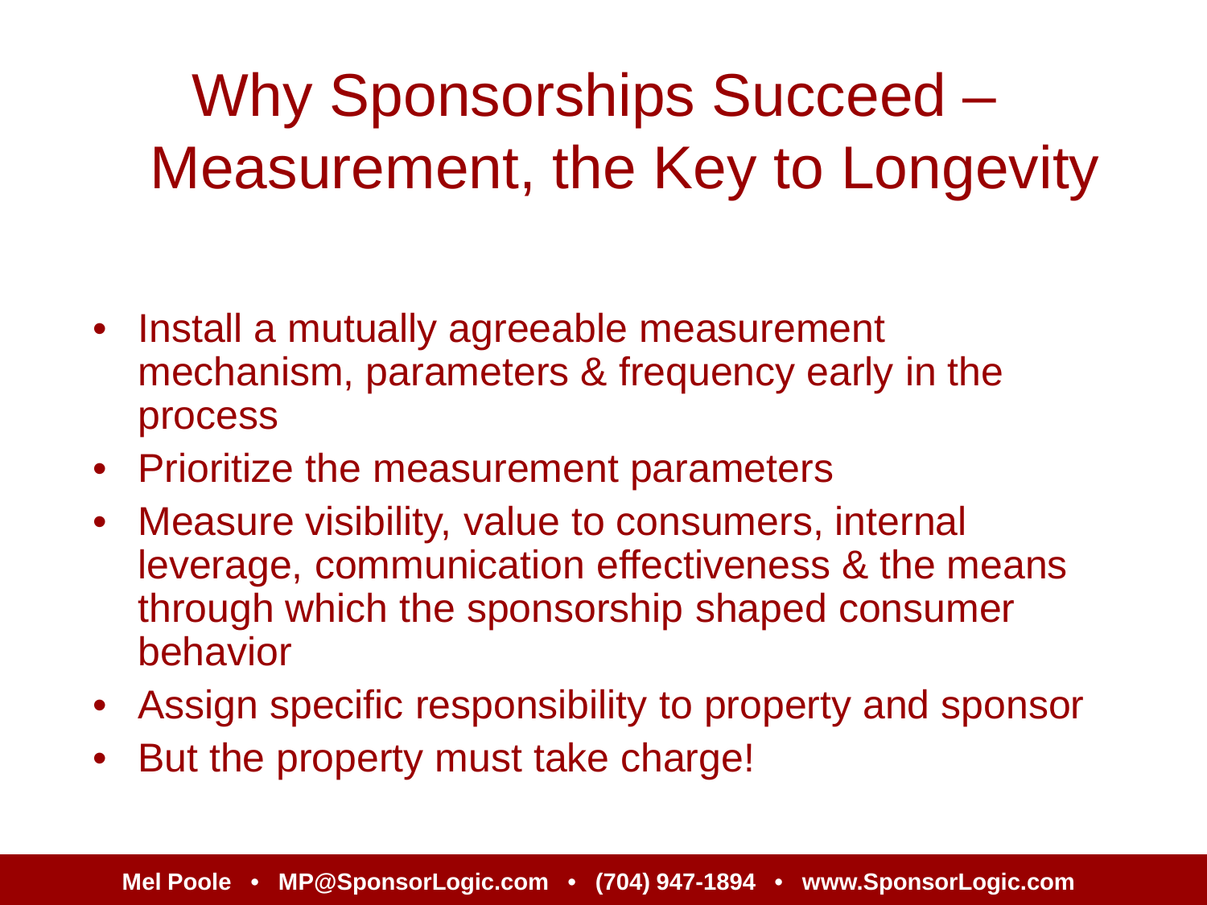# Why Sponsorships Succeed – Measurement, the Key to Longevity

- Install a mutually agreeable measurement mechanism, parameters & frequency early in the process
- Prioritize the measurement parameters
- Measure visibility, value to consumers, internal leverage, communication effectiveness & the means through which the sponsorship shaped consumer behavior
- Assign specific responsibility to property and sponsor
- But the property must take charge!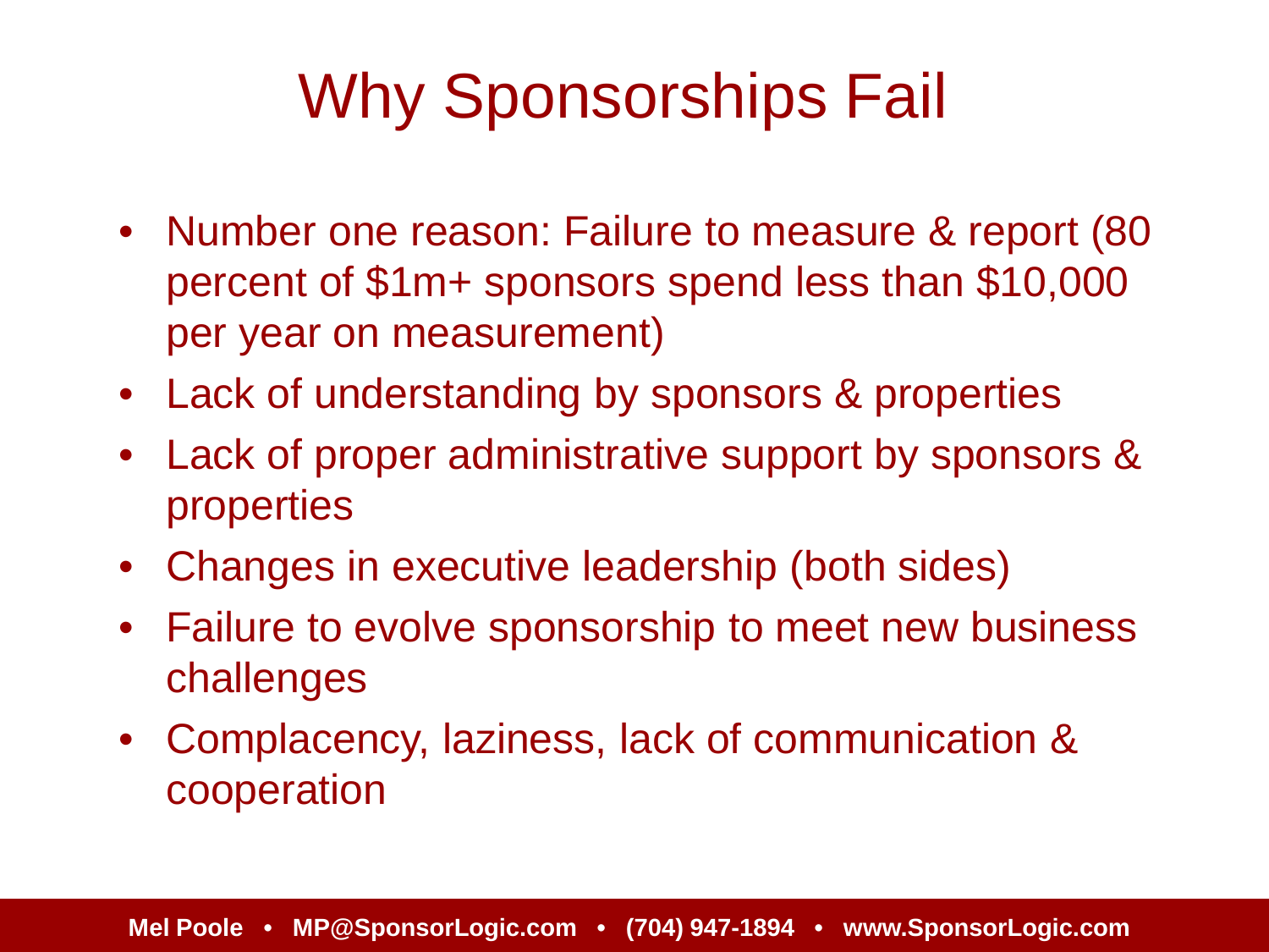# Why Sponsorships Fail

- Number one reason: Failure to measure & report (80 percent of $1m+ sponsors spend less than $10,000 per year on measurement)
- Lack of understanding by sponsors & properties
- Lack of proper administrative support by sponsors & properties
- Changes in executive leadership (both sides)
- Failure to evolve sponsorship to meet new business challenges
- Complacency, laziness, lack of communication & cooperation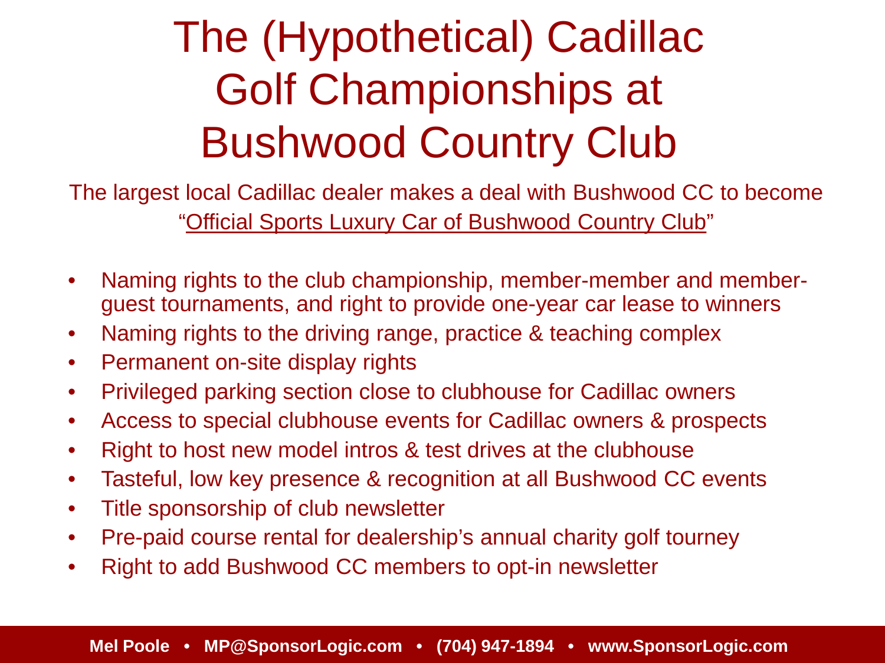# The (Hypothetical) Cadillac Golf Championships at Bushwood Country Club

The largest local Cadillac dealer makes a deal with Bushwood CC to become "Official Sports Luxury Car of Bushwood Country Club"

- Naming rights to the club championship, member-member and member-guest tournaments, and right to provide one-year car lease to winners
- Naming rights to the driving range, practice & teaching complex
- Permanent on-site display rights
- Privileged parking section close to clubhouse for Cadillac owners
- Access to special clubhouse events for Cadillac owners & prospects
- Right to host new model intros & test drives at the clubhouse
- Tasteful, low key presence & recognition at all Bushwood CC events
- Title sponsorship of club newsletter
- Pre-paid course rental for dealership's annual charity golf tourney
- Right to add Bushwood CC members to opt-in newsletter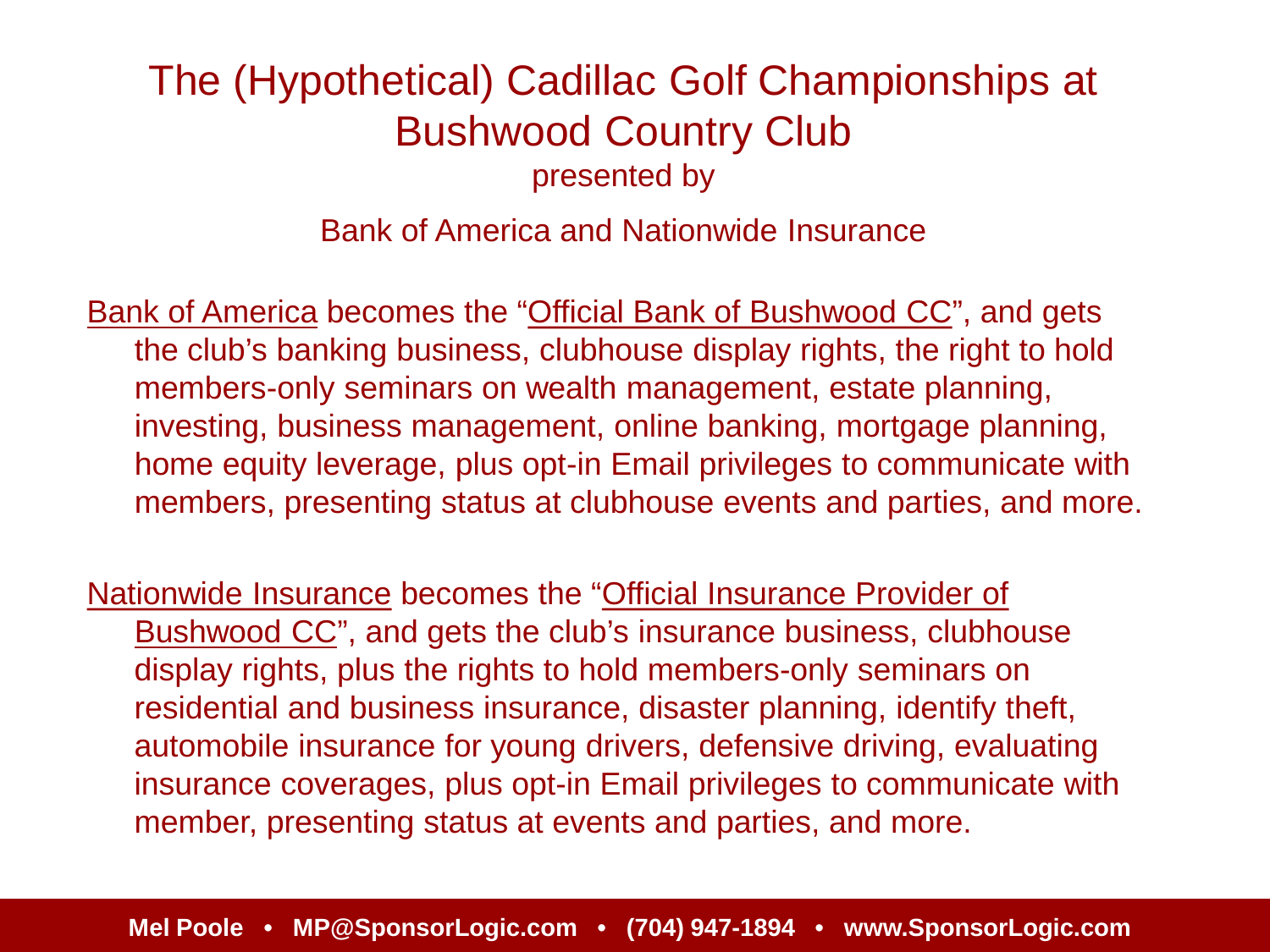# The (Hypothetical) Cadillac Golf Championships at Bushwood Country Club

presented by

Bank of America and Nationwide Insurance

Bank of America becomes the "Official Bank of Bushwood CC", and gets the club's banking business, clubhouse display rights, the right to hold members-only seminars on wealth management, estate planning, investing, business management, online banking, mortgage planning, home equity leverage, plus opt-in Email privileges to communicate with members, presenting status at clubhouse events and parties, and more.

Nationwide Insurance becomes the "Official Insurance Provider of Bushwood CC", and gets the club's insurance business, clubhouse display rights, plus the rights to hold members-only seminars on residential and business insurance, disaster planning, identify theft, automobile insurance for young drivers, defensive driving, evaluating insurance coverages, plus opt-in Email privileges to communicate with member, presenting status at events and parties, and more.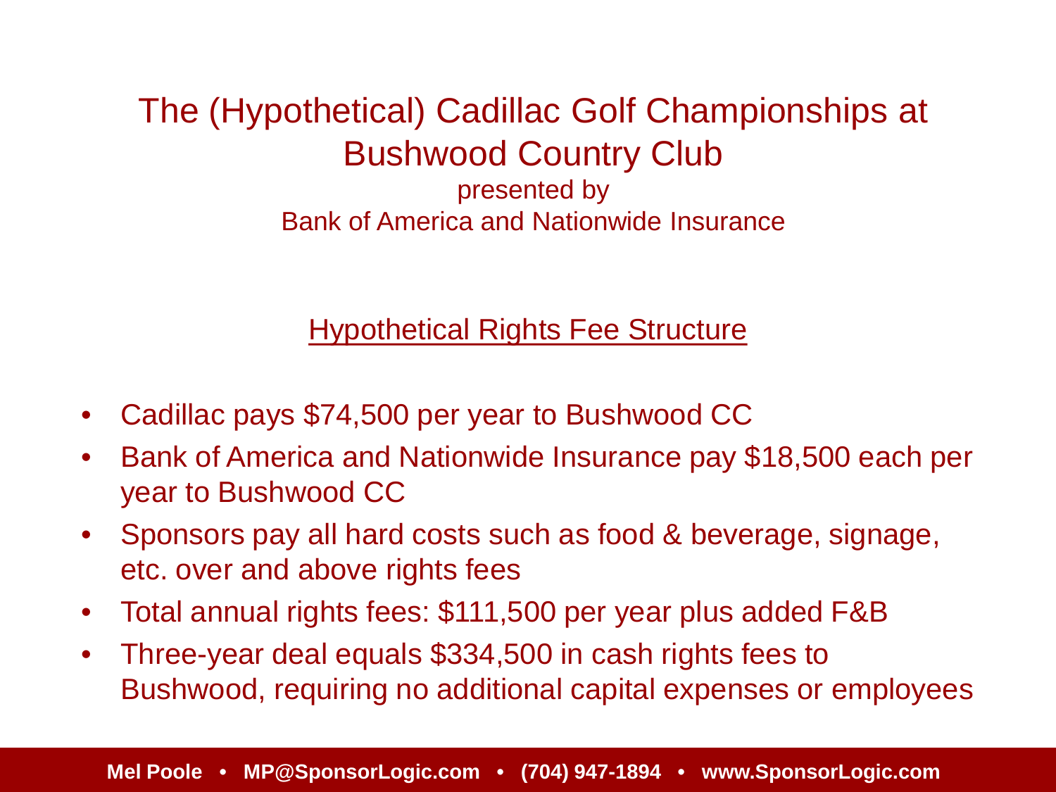# The (Hypothetical) Cadillac Golf Championships at Bushwood Country Club

presented by
Bank of America and Nationwide Insurance

## Hypothetical Rights Fee Structure

- Cadillac pays $74,500 per year to Bushwood CC
- Bank of America and Nationwide Insurance pay $18,500 each per year to Bushwood CC
- Sponsors pay all hard costs such as food & beverage, signage, etc. over and above rights fees
- Total annual rights fees: $111,500 per year plus added F&B
- Three-year deal equals $334,500 in cash rights fees to Bushwood, requiring no additional capital expenses or employees

**Mel Poole • MP@SponsorLogic.com • (704) 947-1894 • www.SponsorLogic.com**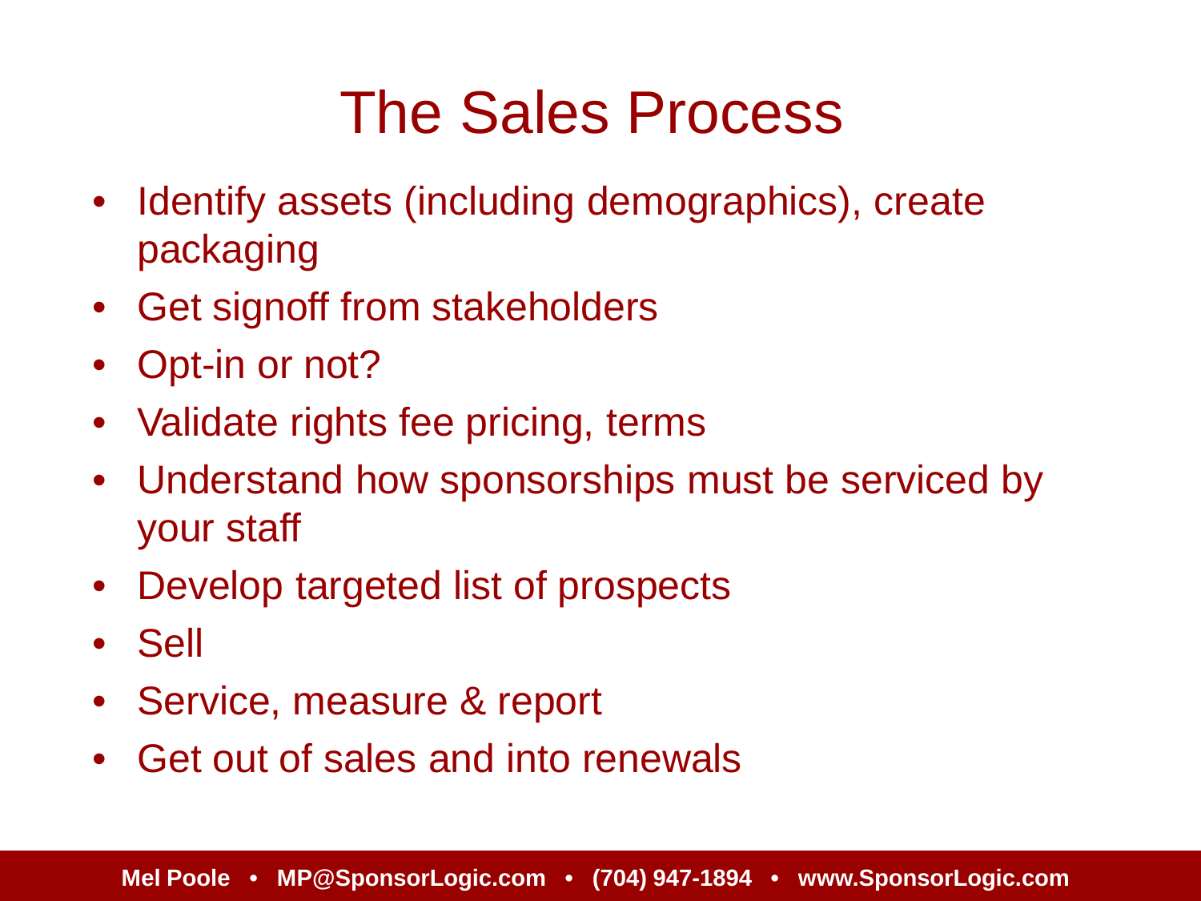# The Sales Process

- Identify assets (including demographics), create packaging
- Get signoff from stakeholders
- Opt-in or not?
- Validate rights fee pricing, terms
- Understand how sponsorships must be serviced by your staff
- Develop targeted list of prospects
- Sell
- Service, measure & report
- Get out of sales and into renewals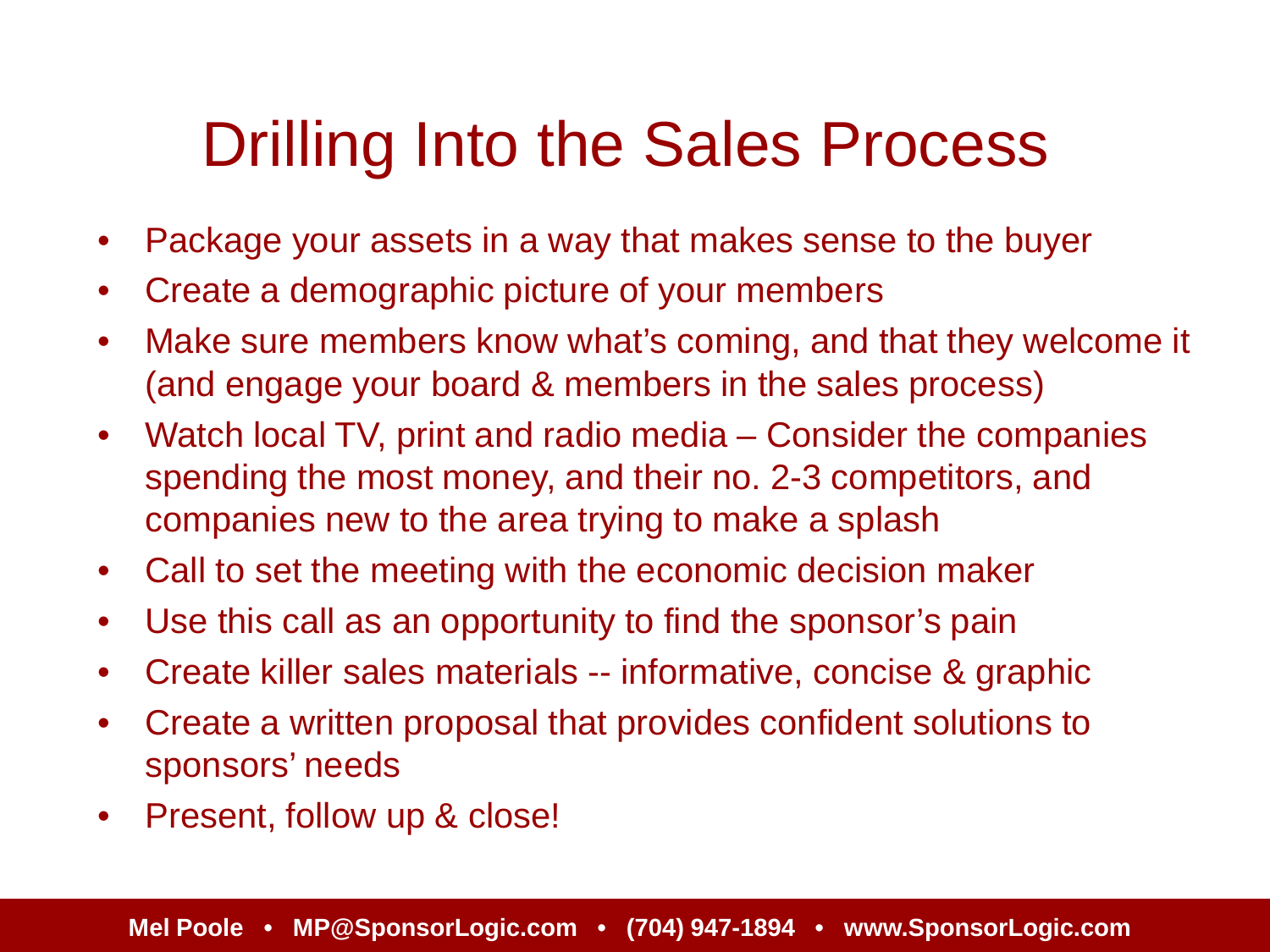# Drilling Into the Sales Process

- Package your assets in a way that makes sense to the buyer
- Create a demographic picture of your members
- Make sure members know what's coming, and that they welcome it (and engage your board & members in the sales process)
- Watch local TV, print and radio media – Consider the companies spending the most money, and their no. 2-3 competitors, and companies new to the area trying to make a splash
- Call to set the meeting with the economic decision maker
- Use this call as an opportunity to find the sponsor's pain
- Create killer sales materials -- informative, concise & graphic
- Create a written proposal that provides confident solutions to sponsors' needs
- Present, follow up & close!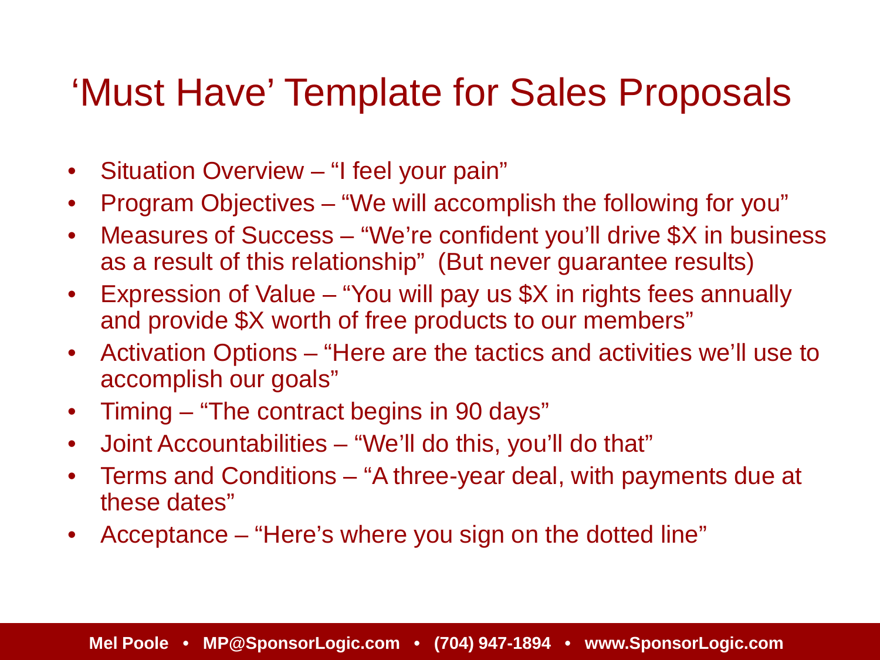# 'Must Have' Template for Sales Proposals

- Situation Overview – "I feel your pain"
- Program Objectives – "We will accomplish the following for you"
- Measures of Success – "We're confident you'll drive $X in business as a result of this relationship" (But never guarantee results)
- Expression of Value – "You will pay us $X in rights fees annually and provide $X worth of free products to our members"
- Activation Options – "Here are the tactics and activities we'll use to accomplish our goals"
- Timing – "The contract begins in 90 days"
- Joint Accountabilities – "We'll do this, you'll do that"
- Terms and Conditions – "A three-year deal, with payments due at these dates"
- Acceptance – "Here's where you sign on the dotted line"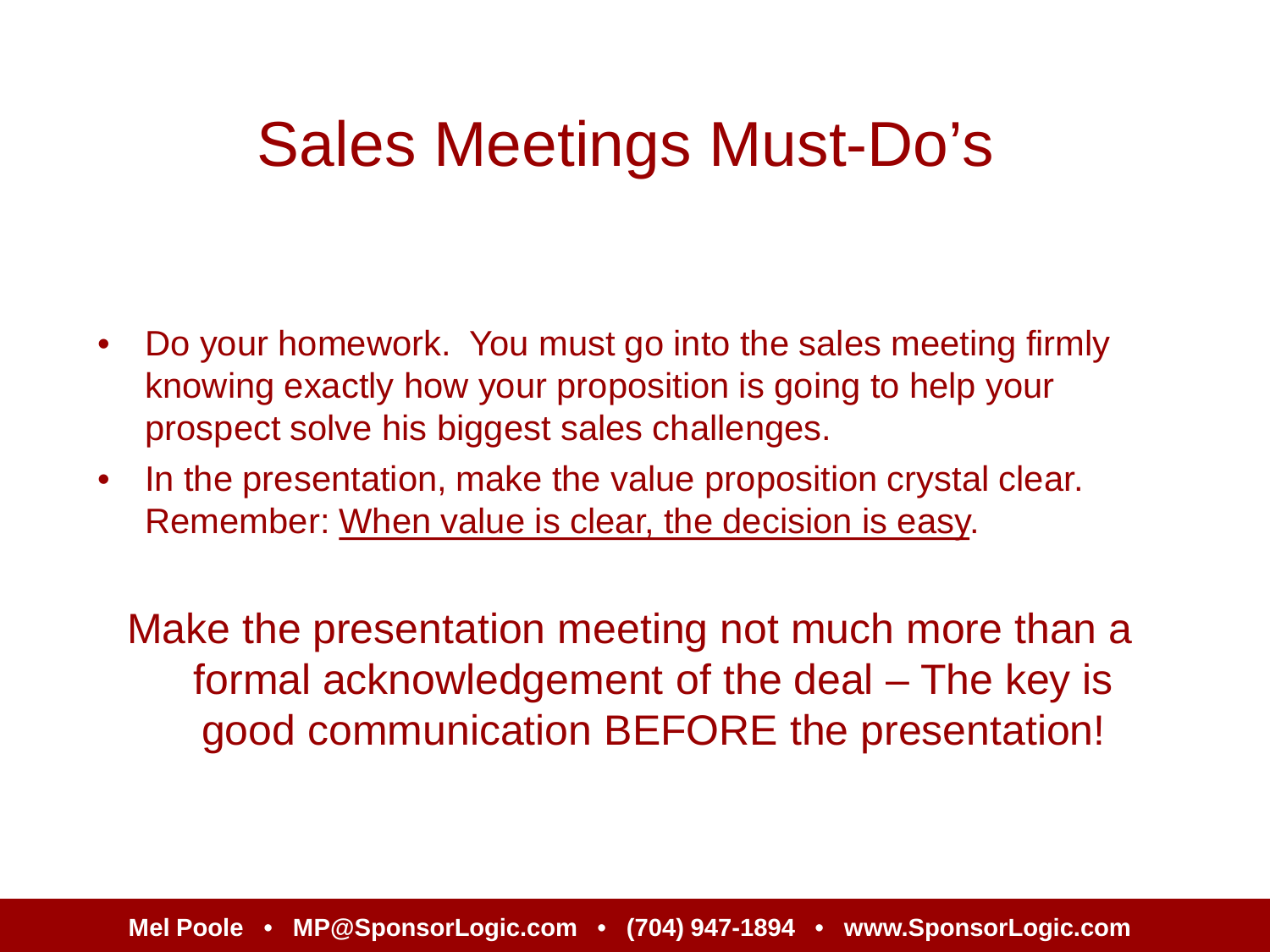# Sales Meetings Must-Do's

- Do your homework. You must go into the sales meeting firmly knowing exactly how your proposition is going to help your prospect solve his biggest sales challenges.
- In the presentation, make the value proposition crystal clear. Remember: <u>When value is clear, the decision is easy</u>.

Make the presentation meeting not much more than a formal acknowledgement of the deal – The key is good communication BEFORE the presentation!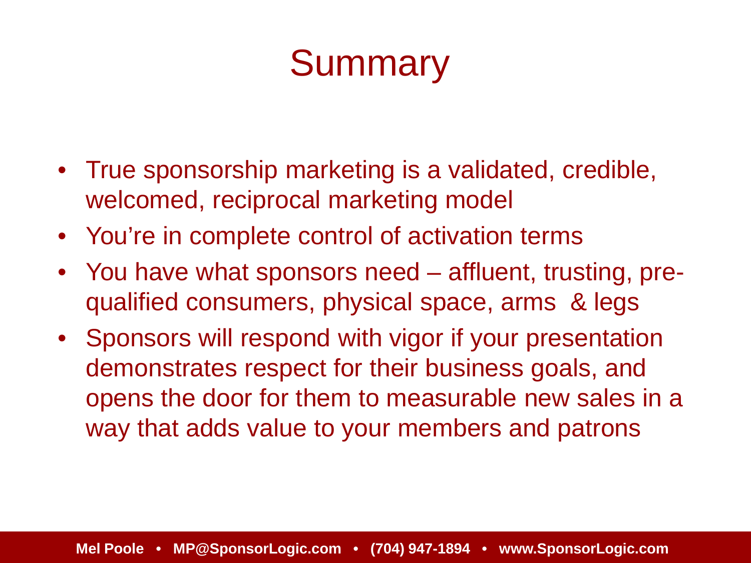# Summary

- True sponsorship marketing is a validated, credible, welcomed, reciprocal marketing model
- You're in complete control of activation terms
- You have what sponsors need – affluent, trusting, pre-qualified consumers, physical space, arms & legs
- Sponsors will respond with vigor if your presentation demonstrates respect for their business goals, and opens the door for them to measurable new sales in a way that adds value to your members and patrons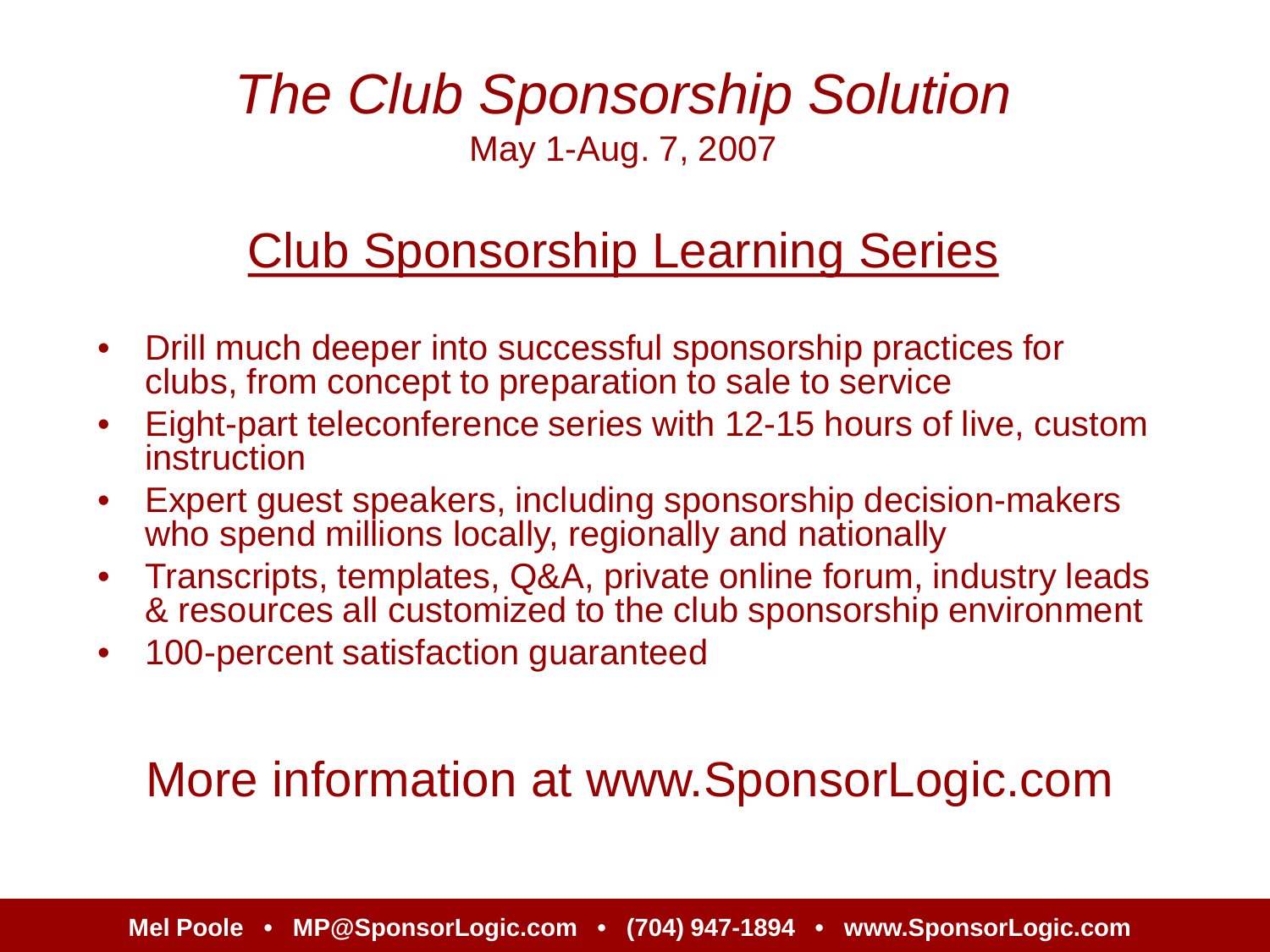# *The Club Sponsorship Solution*

May 1-Aug. 7, 2007

## Club Sponsorship Learning Series

- Drill much deeper into successful sponsorship practices for clubs, from concept to preparation to sale to service
- Eight-part teleconference series with 12-15 hours of live, custom instruction
- Expert guest speakers, including sponsorship decision-makers who spend millions locally, regionally and nationally
- Transcripts, templates, Q&A, private online forum, industry leads & resources all customized to the club sponsorship environment
- 100-percent satisfaction guaranteed

More information at www.SponsorLogic.com

**Mel Poole • MP@SponsorLogic.com • (704) 947-1894 • www.SponsorLogic.com**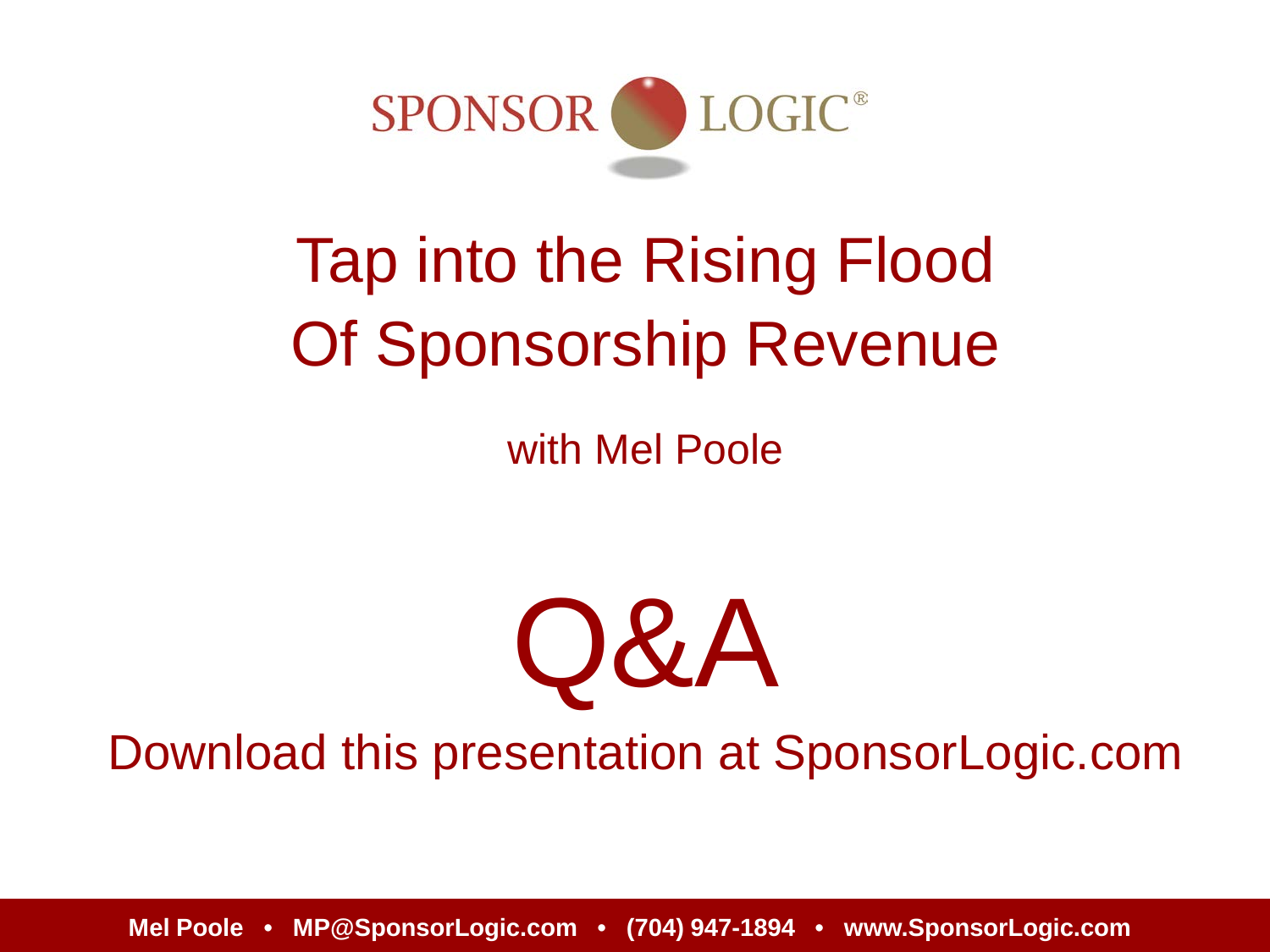SPONSOR LOGIC®

# Tap into the Rising Flood Of Sponsorship Revenue

with Mel Poole

# Q&A

Download this presentation at SponsorLogic.com

**Mel Poole • MP@SponsorLogic.com • (704) 947-1894 • www.SponsorLogic.com**